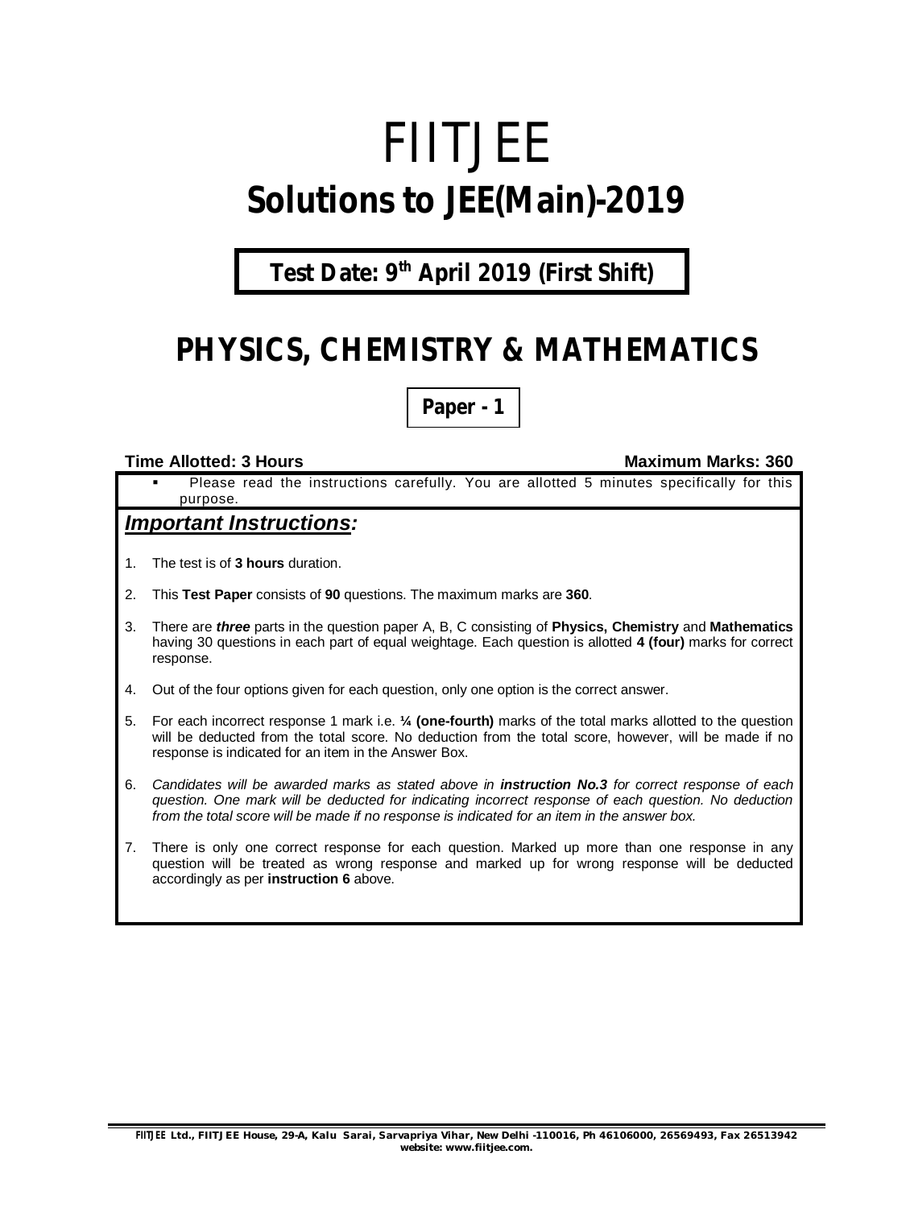# FIITJEE

# Solutions to JEE(Main)-2019

**Test Date: 9th April 2019 (First Shift)**

## PHYSICS, CHEMISTRY & MATHEMATICS

**Paper - 1**

**Time Allotted: 3 Hours** **Maximum Marks: 360**

- Please read the instructions carefully. You are allotted 5 minutes specifically for this purpose.

### ***Important Instructions:***

1. The test is of **3 hours** duration.
2. This **Test Paper** consists of **90** questions. The maximum marks are **360**.
3. There are ***three*** parts in the question paper A, B, C consisting of **Physics, Chemistry** and **Mathematics** having 30 questions in each part of equal weightage. Each question is allotted **4 (four)** marks for correct response.
4. Out of the four options given for each question, only one option is the correct answer.
5. For each incorrect response 1 mark i.e. **¼ (one-fourth)** marks of the total marks allotted to the question will be deducted from the total score. No deduction from the total score, however, will be made if no response is indicated for an item in the Answer Box.
6. *Candidates will be awarded marks as stated above in **instruction No.3** for correct response of each question. One mark will be deducted for indicating incorrect response of each question. No deduction from the total score will be made if no response is indicated for an item in the answer box.*
7. There is only one correct response for each question. Marked up more than one response in any question will be treated as wrong response and marked up for wrong response will be deducted accordingly as per **instruction 6** above.

FIITJEE Ltd., FIITJEE House, 29-A, Kalu Sarai, Sarvapriya Vihar, New Delhi -110016, Ph 46106000, 26569493, Fax 26513942
website: www.fiitjee.com.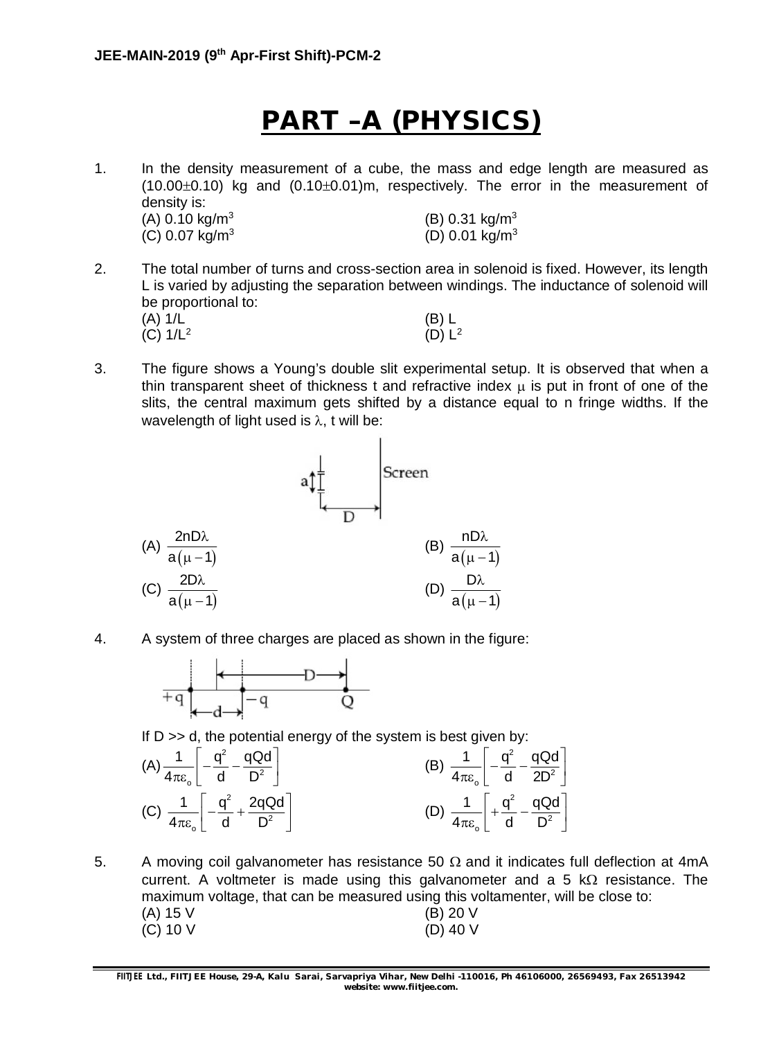# PART –A (PHYSICS)

1. In the density measurement of a cube, the mass and edge length are measured as $(10.00 \pm 0.10)$ kg and $(0.10 \pm 0.01)$m, respectively. The error in the measurement of density is:

   (A) 0.10 kg/m$^3$ (B) 0.31 kg/m$^3$
   (C) 0.07 kg/m$^3$ (D) 0.01 kg/m$^3$

2. The total number of turns and cross-section area in solenoid is fixed. However, its length L is varied by adjusting the separation between windings. The inductance of solenoid will be proportional to:

   (A) 1/L (B) L
   (C) 1/L$^2$ (D) L$^2$

3. The figure shows a Young's double slit experimental setup. It is observed that when a thin transparent sheet of thickness t and refractive index $\mu$ is put in front of one of the slits, the central maximum gets shifted by a distance equal to n fringe widths. If the wavelength of light used is $\lambda$, t will be:

   (A) $\frac{2nD\lambda}{a(\mu-1)}$ (B) $\frac{nD\lambda}{a(\mu-1)}$
   (C) $\frac{2D\lambda}{a(\mu-1)}$ (D) $\frac{D\lambda}{a(\mu-1)}$

4. A system of three charges are placed as shown in the figure:

   If D >> d, the potential energy of the system is best given by:

   (A) $\frac{1}{4\pi\varepsilon_o}\left[-\frac{q^2}{d}-\frac{qQd}{D^2}\right]$ (B) $\frac{1}{4\pi\varepsilon_o}\left[-\frac{q^2}{d}-\frac{qQd}{2D^2}\right]$
   (C) $\frac{1}{4\pi\varepsilon_o}\left[-\frac{q^2}{d}+\frac{2qQd}{D^2}\right]$ (D) $\frac{1}{4\pi\varepsilon_o}\left[+\frac{q^2}{d}-\frac{qQd}{D^2}\right]$

5. A moving coil galvanometer has resistance 50 $\Omega$ and it indicates full deflection at 4mA current. A voltmeter is made using this galvanometer and a 5 k$\Omega$ resistance. The maximum voltage, that can be measured using this voltamenter, will be close to:

   (A) 15 V (B) 20 V
   (C) 10 V (D) 40 V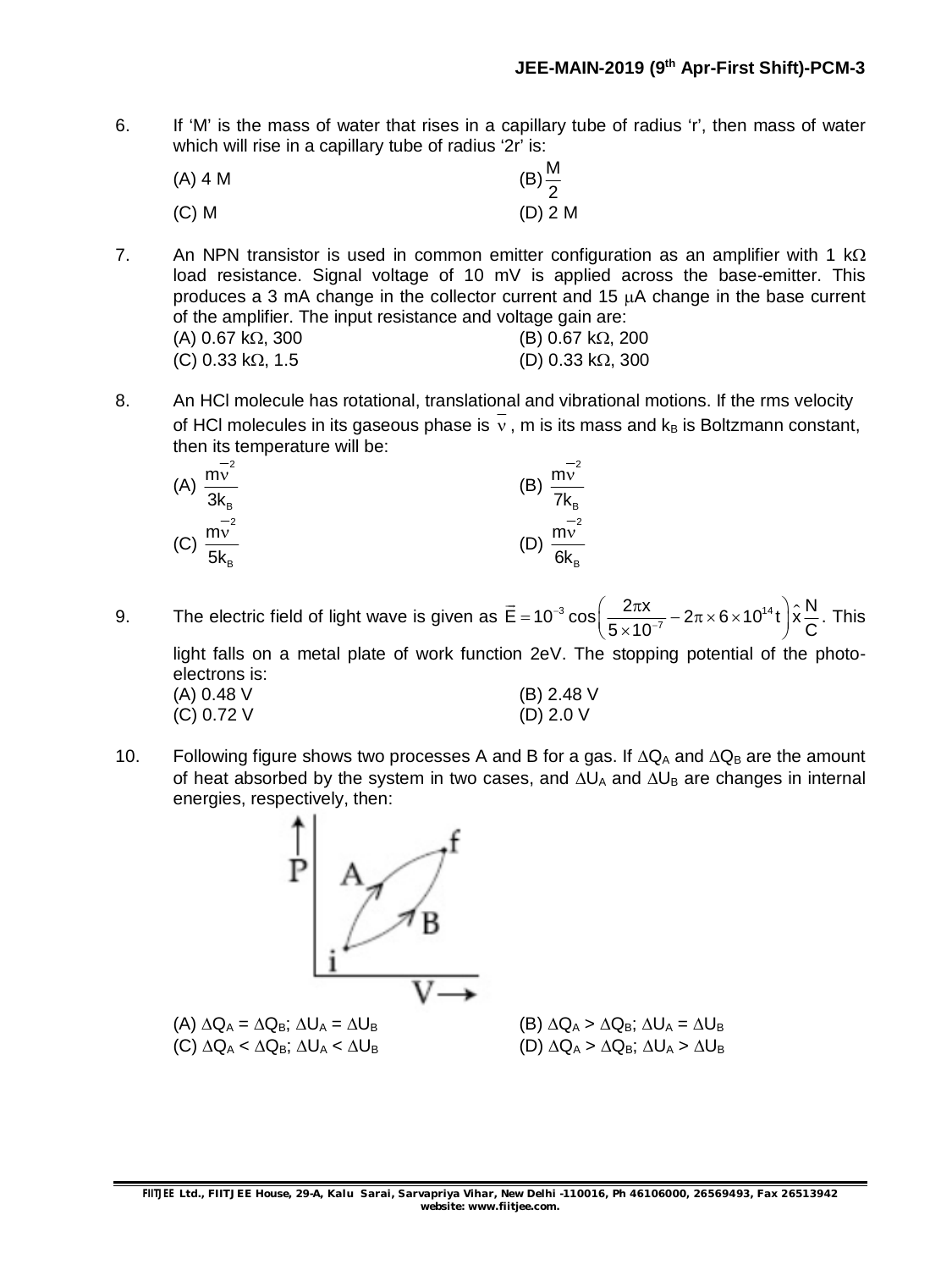6. If 'M' is the mass of water that rises in a capillary tube of radius 'r', then mass of water which will rise in a capillary tube of radius '2r' is:

(A) 4 M (B) $\frac{M}{2}$

(C) M (D) 2 M

7. An NPN transistor is used in common emitter configuration as an amplifier with 1 k$\Omega$ load resistance. Signal voltage of 10 mV is applied across the base-emitter. This produces a 3 mA change in the collector current and 15 $\mu$A change in the base current of the amplifier. The input resistance and voltage gain are:

(A) 0.67 k$\Omega$, 300 (B) 0.67 k$\Omega$, 200

(C) 0.33 k$\Omega$, 1.5 (D) 0.33 k$\Omega$, 300

8. An HCl molecule has rotational, translational and vibrational motions. If the rms velocity of HCl molecules in its gaseous phase is $\bar{v}$, m is its mass and $k_B$ is Boltzmann constant, then its temperature will be:

(A) $\frac{m\bar{v}^2}{3k_B}$ (B) $\frac{m\bar{v}^2}{7k_B}$

(C) $\frac{m\bar{v}^2}{5k_B}$ (D) $\frac{m\bar{v}^2}{6k_B}$

9. The electric field of light wave is given as $\vec{E} = 10^{-3}\cos\left(\frac{2\pi x}{5\times10^{-7}} - 2\pi\times6\times10^{14}t\right)\hat{x}\frac{N}{C}$. This light falls on a metal plate of work function 2eV. The stopping potential of the photo-electrons is:

(A) 0.48 V (B) 2.48 V

(C) 0.72 V (D) 2.0 V

10. Following figure shows two processes A and B for a gas. If $\Delta Q_A$ and $\Delta Q_B$ are the amount of heat absorbed by the system in two cases, and $\Delta U_A$ and $\Delta U_B$ are changes in internal energies, respectively, then:

(A) $\Delta Q_A = \Delta Q_B$; $\Delta U_A = \Delta U_B$ (B) $\Delta Q_A > \Delta Q_B$; $\Delta U_A = \Delta U_B$

(C) $\Delta Q_A < \Delta Q_B$; $\Delta U_A < \Delta U_B$ (D) $\Delta Q_A > \Delta Q_B$; $\Delta U_A > \Delta U_B$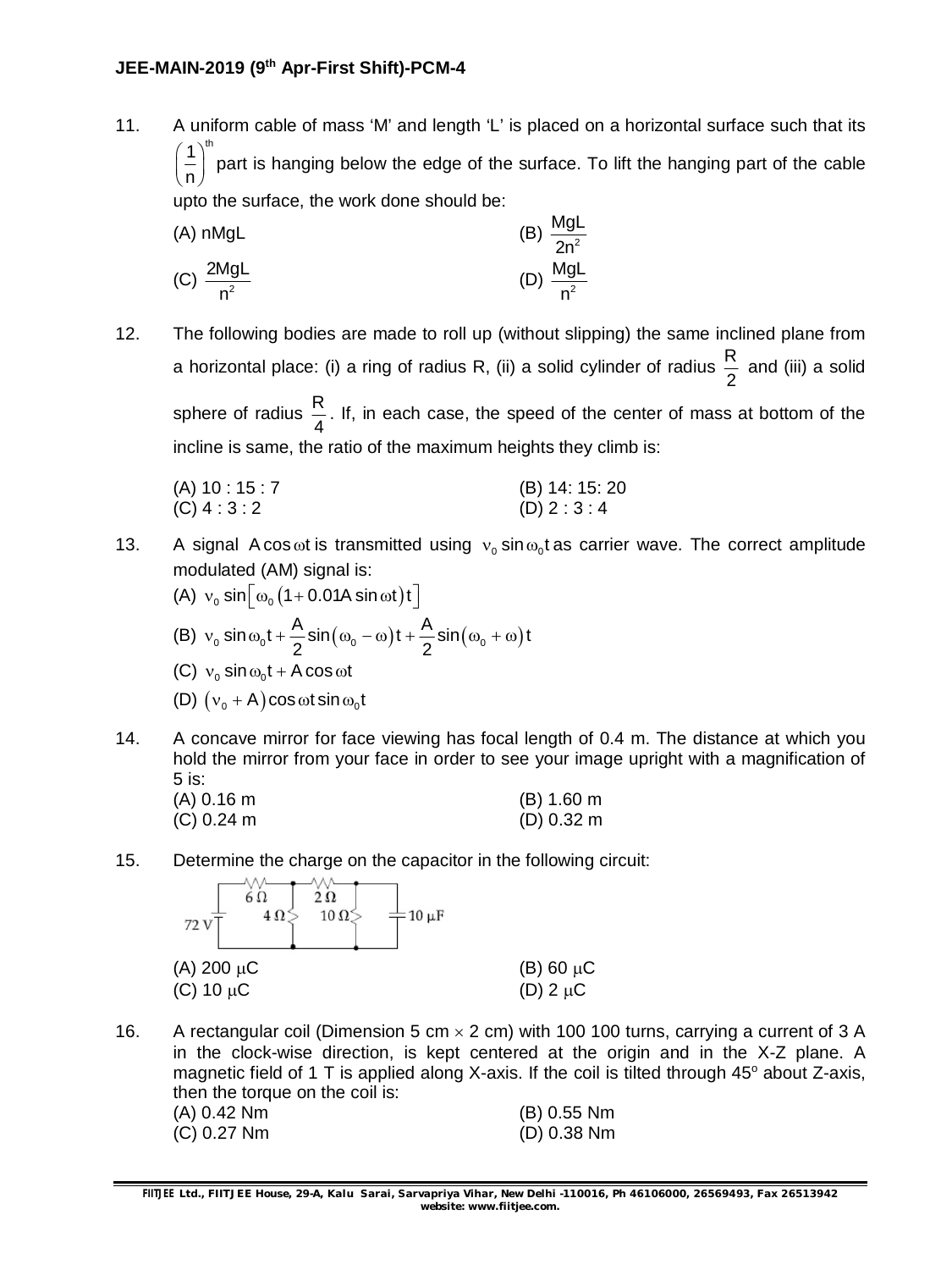11. A uniform cable of mass 'M' and length 'L' is placed on a horizontal surface such that its $\left(\frac{1}{n}\right)^{th}$ part is hanging below the edge of the surface. To lift the hanging part of the cable upto the surface, the work done should be:

(A) nMgL
(B) $\frac{MgL}{2n^2}$
(C) $\frac{2MgL}{n^2}$
(D) $\frac{MgL}{n^2}$

12. The following bodies are made to roll up (without slipping) the same inclined plane from a horizontal place: (i) a ring of radius R, (ii) a solid cylinder of radius $\frac{R}{2}$ and (iii) a solid sphere of radius $\frac{R}{4}$. If, in each case, the speed of the center of mass at bottom of the incline is same, the ratio of the maximum heights they climb is:

(A) 10 : 15 : 7
(B) 14: 15: 20
(C) 4 : 3 : 2
(D) 2 : 3 : 4

13. A signal $A\cos\omega t$ is transmitted using $\nu_0 \sin\omega_0 t$ as carrier wave. The correct amplitude modulated (AM) signal is:

(A) $\nu_0 \sin\left[\omega_0\left(1+0.01A\sin\omega t\right)t\right]$

(B) $\nu_0 \sin\omega_0 t + \frac{A}{2}\sin\left(\omega_0-\omega\right)t + \frac{A}{2}\sin\left(\omega_0+\omega\right)t$

(C) $\nu_0 \sin\omega_0 t + A\cos\omega t$

(D) $\left(\nu_0 + A\right)\cos\omega t \sin\omega_0 t$

14. A concave mirror for face viewing has focal length of 0.4 m. The distance at which you hold the mirror from your face in order to see your image upright with a magnification of 5 is:

(A) 0.16 m
(B) 1.60 m
(C) 0.24 m
(D) 0.32 m

15. Determine the charge on the capacitor in the following circuit:

(Circuit: 72 V source; 6 Ω; 4 Ω; 2 Ω; 10 Ω; 10 μF)

(A) 200 μC
(B) 60 μC
(C) 10 μC
(D) 2 μC

16. A rectangular coil (Dimension 5 cm × 2 cm) with 100 100 turns, carrying a current of 3 A in the clock-wise direction, is kept centered at the origin and in the X-Z plane. A magnetic field of 1 T is applied along X-axis. If the coil is tilted through 45° about Z-axis, then the torque on the coil is:

(A) 0.42 Nm
(B) 0.55 Nm
(C) 0.27 Nm
(D) 0.38 Nm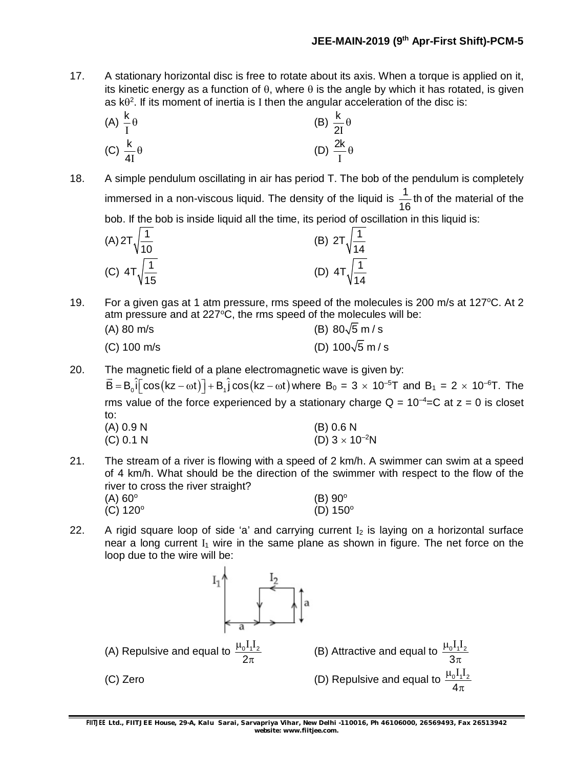17. A stationary horizontal disc is free to rotate about its axis. When a torque is applied on it, its kinetic energy as a function of $\theta$, where $\theta$ is the angle by which it has rotated, is given as $k\theta^2$. If its moment of inertia is $I$ then the angular acceleration of the disc is:

(A) $\frac{k}{I}\theta$ (B) $\frac{k}{2I}\theta$

(C) $\frac{k}{4I}\theta$ (D) $\frac{2k}{I}\theta$

18. A simple pendulum oscillating in air has period T. The bob of the pendulum is completely immersed in a non-viscous liquid. The density of the liquid is $\frac{1}{16}$th of the material of the bob. If the bob is inside liquid all the time, its period of oscillation in this liquid is:

(A) $2T\sqrt{\frac{1}{10}}$ (B) $2T\sqrt{\frac{1}{14}}$

(C) $4T\sqrt{\frac{1}{15}}$ (D) $4T\sqrt{\frac{1}{14}}$

19. For a given gas at 1 atm pressure, rms speed of the molecules is 200 m/s at 127°C. At 2 atm pressure and at 227°C, the rms speed of the molecules will be:

(A) 80 m/s (B) $80\sqrt{5}$ m / s

(C) 100 m/s (D) $100\sqrt{5}$ m / s

20. The magnetic field of a plane electromagnetic wave is given by:
$\vec{B} = B_0\hat{i}\left[\cos(kz - \omega t)\right] + B_1\hat{j}\cos(kz - \omega t)$ where $B_0 = 3 \times 10^{-5}$T and $B_1 = 2 \times 10^{-6}$T. The rms value of the force experienced by a stationary charge $Q = 10^{-4}$=C at z = 0 is closet to:

(A) 0.9 N (B) 0.6 N

(C) 0.1 N (D) $3 \times 10^{-2}$N

21. The stream of a river is flowing with a speed of 2 km/h. A swimmer can swim at a speed of 4 km/h. What should be the direction of the swimmer with respect to the flow of the river to cross the river straight?

(A) 60° (B) 90°

(C) 120° (D) 150°

22. A rigid square loop of side 'a' and carrying current $I_2$ is laying on a horizontal surface near a long current $I_1$ wire in the same plane as shown in figure. The net force on the loop due to the wire will be:

(A) Repulsive and equal to $\frac{\mu_0 I_1 I_2}{2\pi}$ (B) Attractive and equal to $\frac{\mu_0 I_1 I_2}{3\pi}$

(C) Zero (D) Repulsive and equal to $\frac{\mu_0 I_1 I_2}{4\pi}$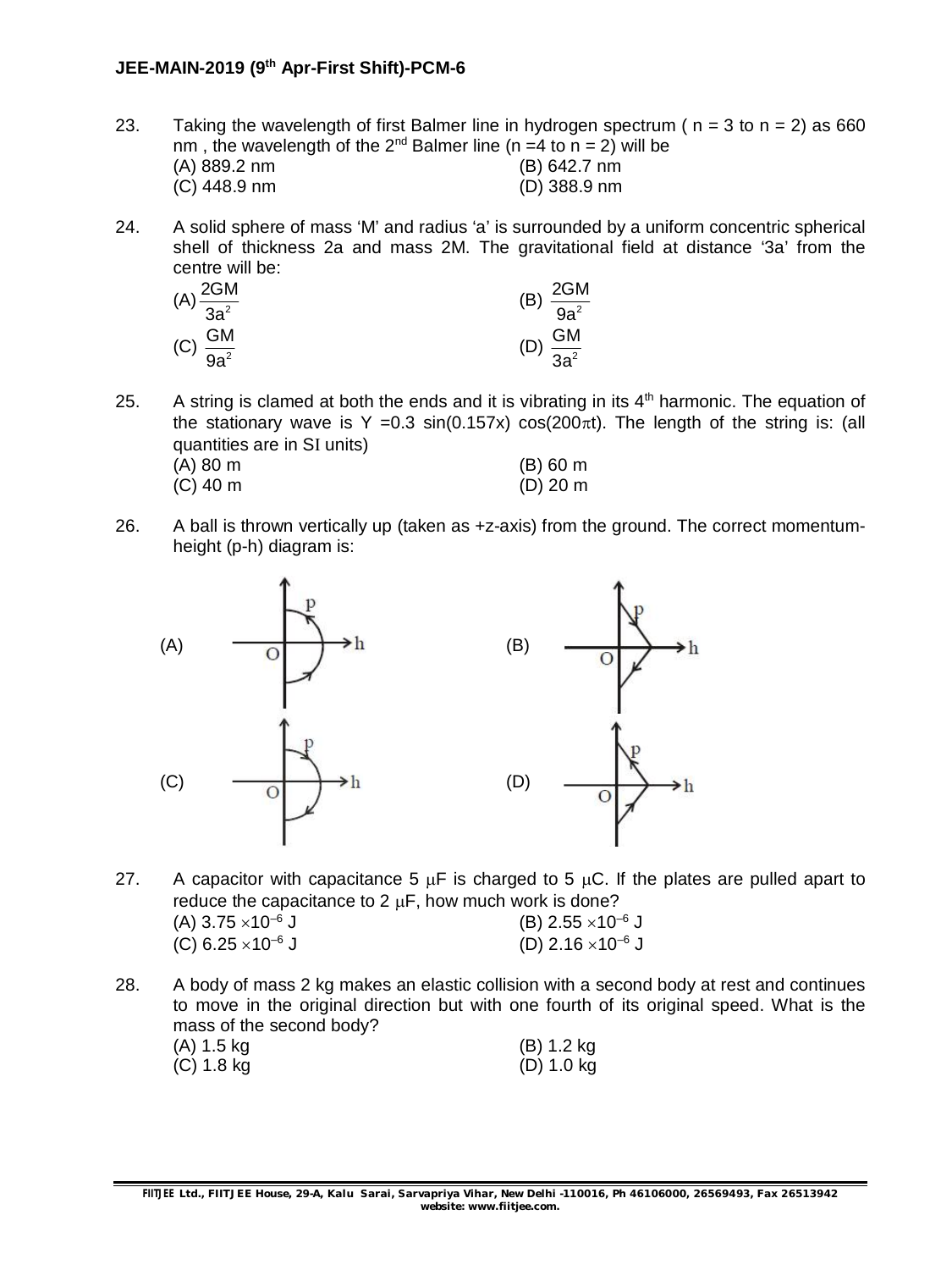23. Taking the wavelength of first Balmer line in hydrogen spectrum ( n = 3 to n = 2) as 660 nm , the wavelength of the 2nd Balmer line (n =4 to n = 2) will be
(A) 889.2 nm
(B) 642.7 nm
(C) 448.9 nm
(D) 388.9 nm

24. A solid sphere of mass 'M' and radius 'a' is surrounded by a uniform concentric spherical shell of thickness 2a and mass 2M. The gravitational field at distance '3a' from the centre will be:
(A) $\frac{2GM}{3a^2}$
(B) $\frac{2GM}{9a^2}$
(C) $\frac{GM}{9a^2}$
(D) $\frac{GM}{3a^2}$

25. A string is clamed at both the ends and it is vibrating in its 4th harmonic. The equation of the stationary wave is Y =0.3 sin(0.157x) cos(200$\pi$t). The length of the string is: (all quantities are in SI units)
(A) 80 m
(B) 60 m
(C) 40 m
(D) 20 m

26. A ball is thrown vertically up (taken as +z-axis) from the ground. The correct momentum-height (p-h) diagram is:

(A)
(B)
(C)
(D)

27. A capacitor with capacitance 5 $\mu$F is charged to 5 $\mu$C. If the plates are pulled apart to reduce the capacitance to 2 $\mu$F, how much work is done?
(A) $3.75 \times 10^{-6}$ J
(B) $2.55 \times 10^{-6}$ J
(C) $6.25 \times 10^{-6}$ J
(D) $2.16 \times 10^{-6}$ J

28. A body of mass 2 kg makes an elastic collision with a second body at rest and continues to move in the original direction but with one fourth of its original speed. What is the mass of the second body?
(A) 1.5 kg
(B) 1.2 kg
(C) 1.8 kg
(D) 1.0 kg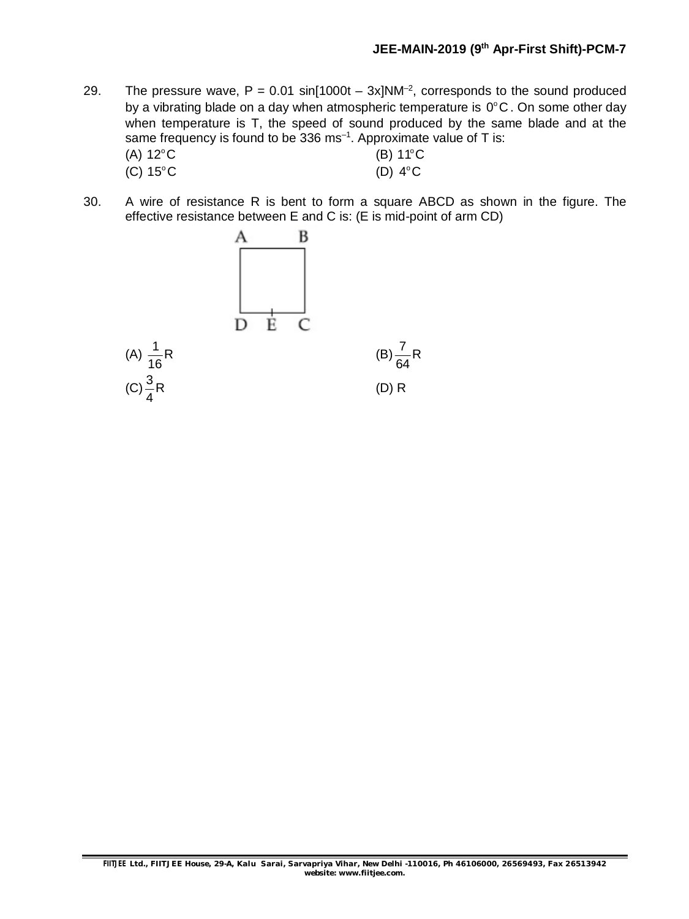29. The pressure wave, $P = 0.01 \sin[1000t - 3x]NM^{-2}$, corresponds to the sound produced by a vibrating blade on a day when atmospheric temperature is $0^o C$. On some other day when temperature is T, the speed of sound produced by the same blade and at the same frequency is found to be $336 \text{ ms}^{-1}$. Approximate value of T is:

(A) $12^o C$
(B) $11^o C$
(C) $15^o C$
(D) $4^o C$

30. A wire of resistance R is bent to form a square ABCD as shown in the figure. The effective resistance between E and C is: (E is mid-point of arm CD)

(A) $\frac{1}{16}R$
(B) $\frac{7}{64}R$
(C) $\frac{3}{4}R$
(D) R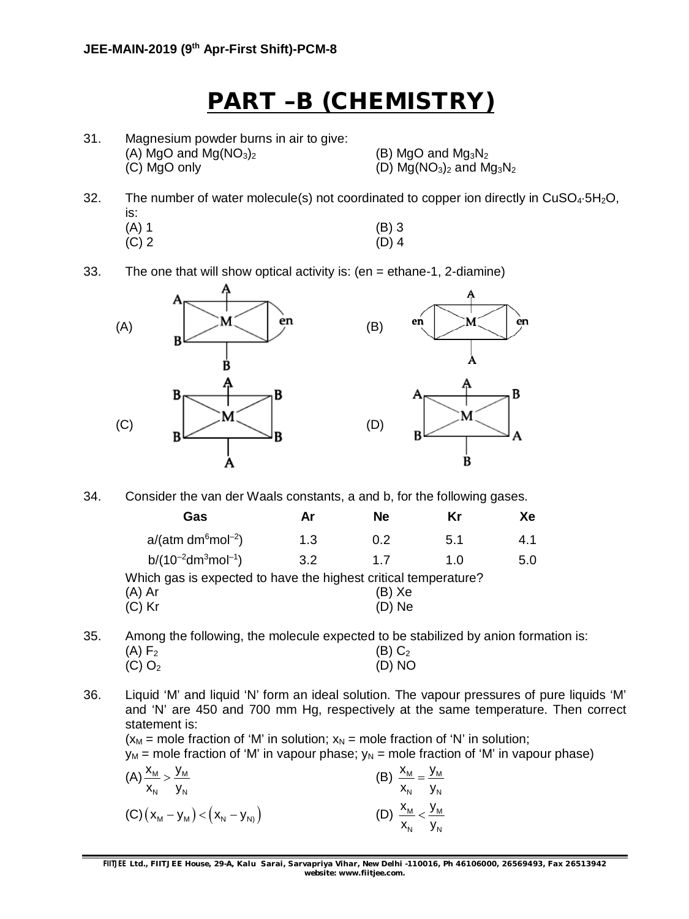# PART –B (CHEMISTRY)

31. Magnesium powder burns in air to give:

(A) MgO and $Mg(NO_3)_2$ (B) MgO and $Mg_3N_2$
(C) MgO only (D) $Mg(NO_3)_2$ and $Mg_3N_2$

32. The number of water molecule(s) not coordinated to copper ion directly in $CuSO_4 \cdot 5H_2O$, is:

(A) 1 (B) 3
(C) 2 (D) 4

33. The one that will show optical activity is: (en = ethane-1, 2-diamine)

(A) [Octahedral complex M with A (top), A, B (left corners), en (spanning right corners), B (bottom)]

(B) [Octahedral complex M with A (top), en (spanning left corners), en (spanning right corners), A (bottom)]

(C) [Octahedral complex M with A (top), B, B, B, B (four corners), A (bottom)]

(D) [Octahedral complex M with A (top), A (top left), B (top right), B (bottom left), A (bottom right), B (bottom)]

34. Consider the van der Waals constants, a and b, for the following gases.

| Gas | Ar | Ne | Kr | Xe |
|---|---|---|---|---|
| a/(atm $dm^6mol^{-2}$) | 1.3 | 0.2 | 5.1 | 4.1 |
| b/($10^{-2}dm^3mol^{-1}$) | 3.2 | 1.7 | 1.0 | 5.0 |

Which gas is expected to have the highest critical temperature?

(A) Ar (B) Xe
(C) Kr (D) Ne

35. Among the following, the molecule expected to be stabilized by anion formation is:

(A) $F_2$ (B) $C_2$
(C) $O_2$ (D) NO

36. Liquid 'M' and liquid 'N' form an ideal solution. The vapour pressures of pure liquids 'M' and 'N' are 450 and 700 mm Hg, respectively at the same temperature. Then correct statement is:

($x_M$ = mole fraction of 'M' in solution; $x_N$ = mole fraction of 'N' in solution;
$y_M$ = mole fraction of 'M' in vapour phase; $y_N$ = mole fraction of 'M' in vapour phase)

(A) $\frac{x_M}{x_N} > \frac{y_M}{y_N}$ (B) $\frac{x_M}{x_N} = \frac{y_M}{y_N}$

(C) $(x_M - y_M) < (x_N - y_{N)})$ (D) $\frac{x_M}{x_N} < \frac{y_M}{y_N}$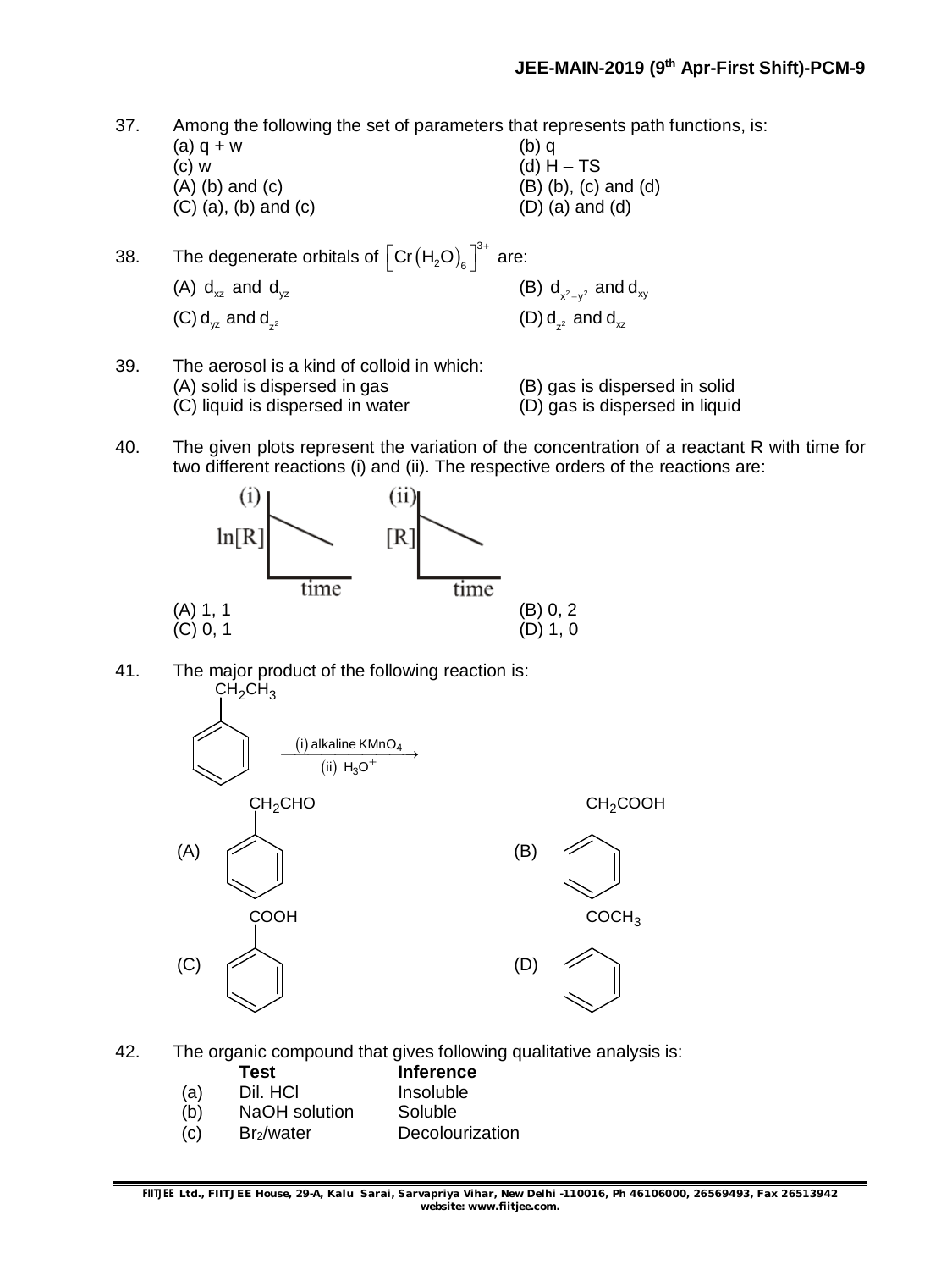37. Among the following the set of parameters that represents path functions, is:

(a) q + w
(b) q
(c) w
(d) H – TS

(A) (b) and (c)
(B) (b), (c) and (d)
(C) (a), (b) and (c)
(D) (a) and (d)

38. The degenerate orbitals of $\left[Cr\left(H_2O\right)_6\right]^{3+}$ are:

(A) $d_{xz}$ and $d_{yz}$
(B) $d_{x^2-y^2}$ and $d_{xy}$
(C) $d_{yz}$ and $d_{z^2}$
(D) $d_{z^2}$ and $d_{xz}$

39. The aerosol is a kind of colloid in which:

(A) solid is dispersed in gas
(B) gas is dispersed in solid
(C) liquid is dispersed in water
(D) gas is dispersed in liquid

40. The given plots represent the variation of the concentration of a reactant R with time for two different reactions (i) and (ii). The respective orders of the reactions are:

(i) ln[R] vs time
(ii) [R] vs time

(A) 1, 1
(B) 0, 2
(C) 0, 1
(D) 1, 0

41. The major product of the following reaction is:

$C_6H_5CH_2CH_3 \xrightarrow[\text{(ii) } H_3O^+]{\text{(i) alkaline } KMnO_4}$

(A) $C_6H_5CH_2CHO$
(B) $C_6H_5CH_2COOH$
(C) $C_6H_5COOH$
(D) $C_6H_5COCH_3$

42. The organic compound that gives following qualitative analysis is:

| | Test | Inference |
|---|---|---|
| (a) | Dil. HCl | Insoluble |
| (b) | NaOH solution | Soluble |
| (c) | $Br_2$/water | Decolourization |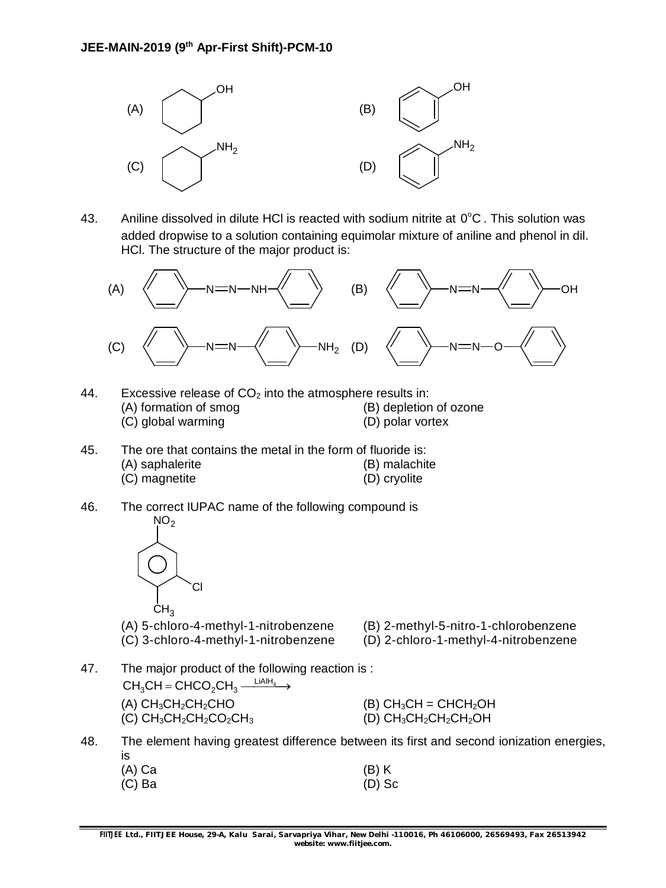(A) Cyclohexanol (cyclohexane ring with OH)　　(B) Phenol (benzene ring with OH)

(C) Cyclohexylamine (cyclohexane ring with $NH_2$)　　(D) Aniline (benzene ring with $NH_2$)

43. Aniline dissolved in dilute HCl is reacted with sodium nitrite at $0^{o}C$. This solution was added dropwise to a solution containing equimolar mixture of aniline and phenol in dil. HCl. The structure of the major product is:

(A) $C_6H_5-N=N-NH-C_6H_5$　　(B) $C_6H_5-N=N-C_6H_4-OH$ (para)

(C) $C_6H_5-N=N-C_6H_4-NH_2$ (para)　　(D) $C_6H_5-N=N-O-C_6H_5$

44. Excessive release of $CO_2$ into the atmosphere results in:
(A) formation of smog　　(B) depletion of ozone
(C) global warming　　(D) polar vortex

45. The ore that contains the metal in the form of fluoride is:
(A) saphalerite　　(B) malachite
(C) magnetite　　(D) cryolite

46. The correct IUPAC name of the following compound is

(Benzene ring with $NO_2$ at top, Cl at meta position, $CH_3$ at bottom (para to $NO_2$))

(A) 5-chloro-4-methyl-1-nitrobenzene　　(B) 2-methyl-5-nitro-1-chlorobenzene
(C) 3-chloro-4-methyl-1-nitrobenzene　　(D) 2-chloro-1-methyl-4-nitrobenzene

47. The major product of the following reaction is :

$CH_3CH=CHCO_2CH_3 \xrightarrow{LiAlH_4}$

(A) $CH_3CH_2CH_2CHO$　　(B) $CH_3CH = CHCH_2OH$
(C) $CH_3CH_2CH_2CO_2CH_3$　　(D) $CH_3CH_2CH_2CH_2OH$

48. The element having greatest difference between its first and second ionization energies, is
(A) Ca　　(B) K
(C) Ba　　(D) Sc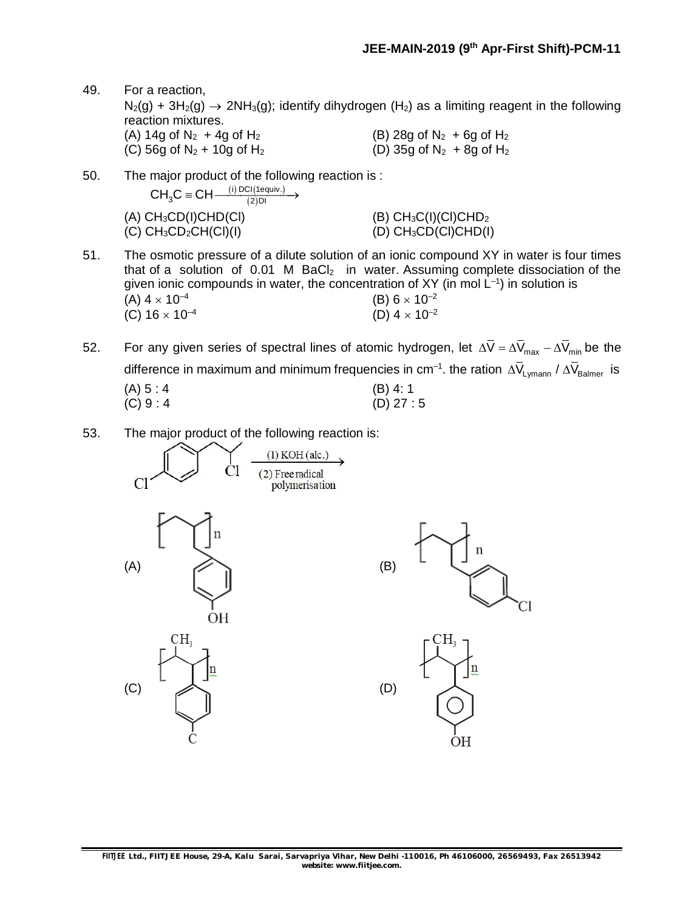49. For a reaction,

$N_2(g) + 3H_2(g) \rightarrow 2NH_3(g)$; identify dihydrogen ($H_2$) as a limiting reagent in the following reaction mixtures.

(A) 14g of $N_2$ + 4g of $H_2$
(B) 28g of $N_2$ + 6g of $H_2$
(C) 56g of $N_2$ + 10g of $H_2$
(D) 35g of $N_2$ + 8g of $H_2$

50. The major product of the following reaction is :

$$CH_3C \equiv CH \xrightarrow[\text{(2)DI}]{\text{(i) DCI(1equiv.)}}$$

(A) $CH_3CD(I)CHD(Cl)$
(B) $CH_3C(I)(Cl)CHD_2$
(C) $CH_3CD_2CH(Cl)(I)$
(D) $CH_3CD(Cl)CHD(I)$

51. The osmotic pressure of a dilute solution of an ionic compound XY in water is four times that of a solution of 0.01 M $BaCl_2$ in water. Assuming complete dissociation of the given ionic compounds in water, the concentration of XY (in mol $L^{-1}$) in solution is

(A) $4 \times 10^{-4}$
(B) $6 \times 10^{-2}$
(C) $16 \times 10^{-4}$
(D) $4 \times 10^{-2}$

52. For any given series of spectral lines of atomic hydrogen, let $\Delta\bar{V} = \Delta\bar{V}_{max} - \Delta\bar{V}_{min}$ be the difference in maximum and minimum frequencies in $cm^{-1}$. the ration $\Delta\bar{V}_{Lymann} / \Delta\bar{V}_{Balmer}$ is

(A) 5 : 4
(B) 4: 1
(C) 9 : 4
(D) 27 : 5

53. The major product of the following reaction is:

(1-chloro-4-(2-chloropropyl)benzene) $\xrightarrow[\text{(2) Free radical polymerisation}]{\text{(1) KOH (alc.)}}$

(A) $\left[CH_2-CH(CH_2-C_6H_4-OH)\right]_n$
(B) $\left[CH_2-CH(CH_2-C_6H_4-Cl)\right]_n$
(C) $\left[CH(CH_3)-CH(C_6H_4-C)\right]_n$
(D) $\left[CH(CH_3)-CH(C_6H_4-OH)\right]_n$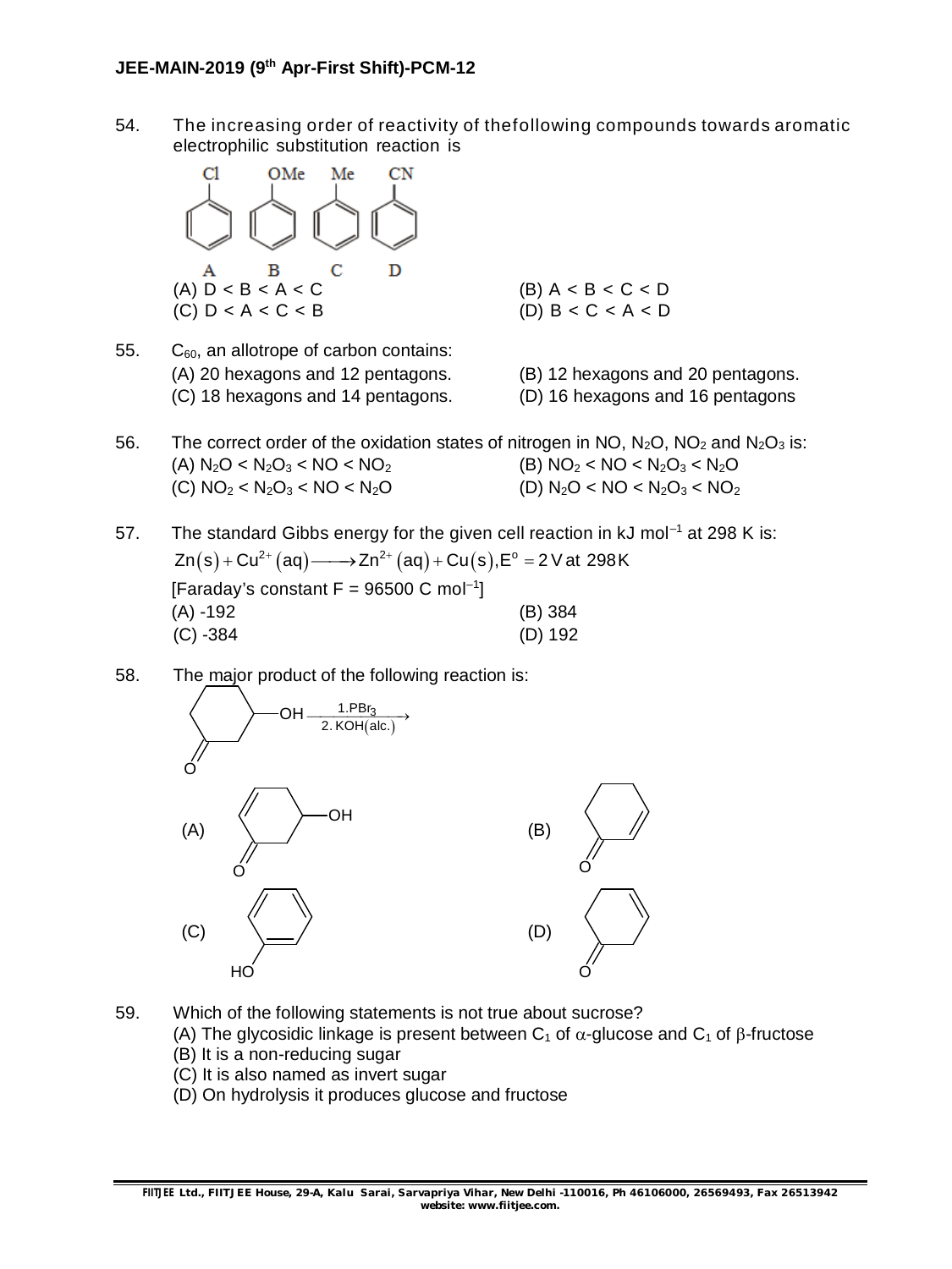54. The increasing order of reactivity of thefollowing compounds towards aromatic electrophilic substitution reaction is

A: Cl-substituted benzene  B: OMe-substituted benzene  C: Me-substituted benzene  D: CN-substituted benzene

(A) D < B < A < C
(B) A < B < C < D
(C) D < A < C < B
(D) B < C < A < D

55. $C_{60}$, an allotrope of carbon contains:

(A) 20 hexagons and 12 pentagons.
(B) 12 hexagons and 20 pentagons.
(C) 18 hexagons and 14 pentagons.
(D) 16 hexagons and 16 pentagons

56. The correct order of the oxidation states of nitrogen in NO, $N_2O$, $NO_2$ and $N_2O_3$ is:

(A) $N_2O < N_2O_3 < NO < NO_2$
(B) $NO_2 < NO < N_2O_3 < N_2O$
(C) $NO_2 < N_2O_3 < NO < N_2O$
(D) $N_2O < NO < N_2O_3 < NO_2$

57. The standard Gibbs energy for the given cell reaction in kJ mol$^{-1}$ at 298 K is:

$$Zn(s) + Cu^{2+}(aq) \longrightarrow Zn^{2+}(aq) + Cu(s), E^o = 2\,V \text{ at } 298\,K$$

[Faraday's constant F = 96500 C mol$^{-1}$]

(A) -192
(B) 384
(C) -384
(D) 192

58. The major product of the following reaction is:

3-hydroxycyclohexanone $\xrightarrow[\text{2. KOH(alc.)}]{\text{1.PBr}_3}$

(A) cyclohex-2-enone bearing OH (5-hydroxycyclohex-2-enone)
(B) cyclohexenone (double bond not conjugated with C=O, cyclohex-3-enone)
(C) phenol (HO-benzene)
(D) cyclohex-2-enone

59. Which of the following statements is not true about sucrose?

(A) The glycosidic linkage is present between $C_1$ of $\alpha$-glucose and $C_1$ of $\beta$-fructose
(B) It is a non-reducing sugar
(C) It is also named as invert sugar
(D) On hydrolysis it produces glucose and fructose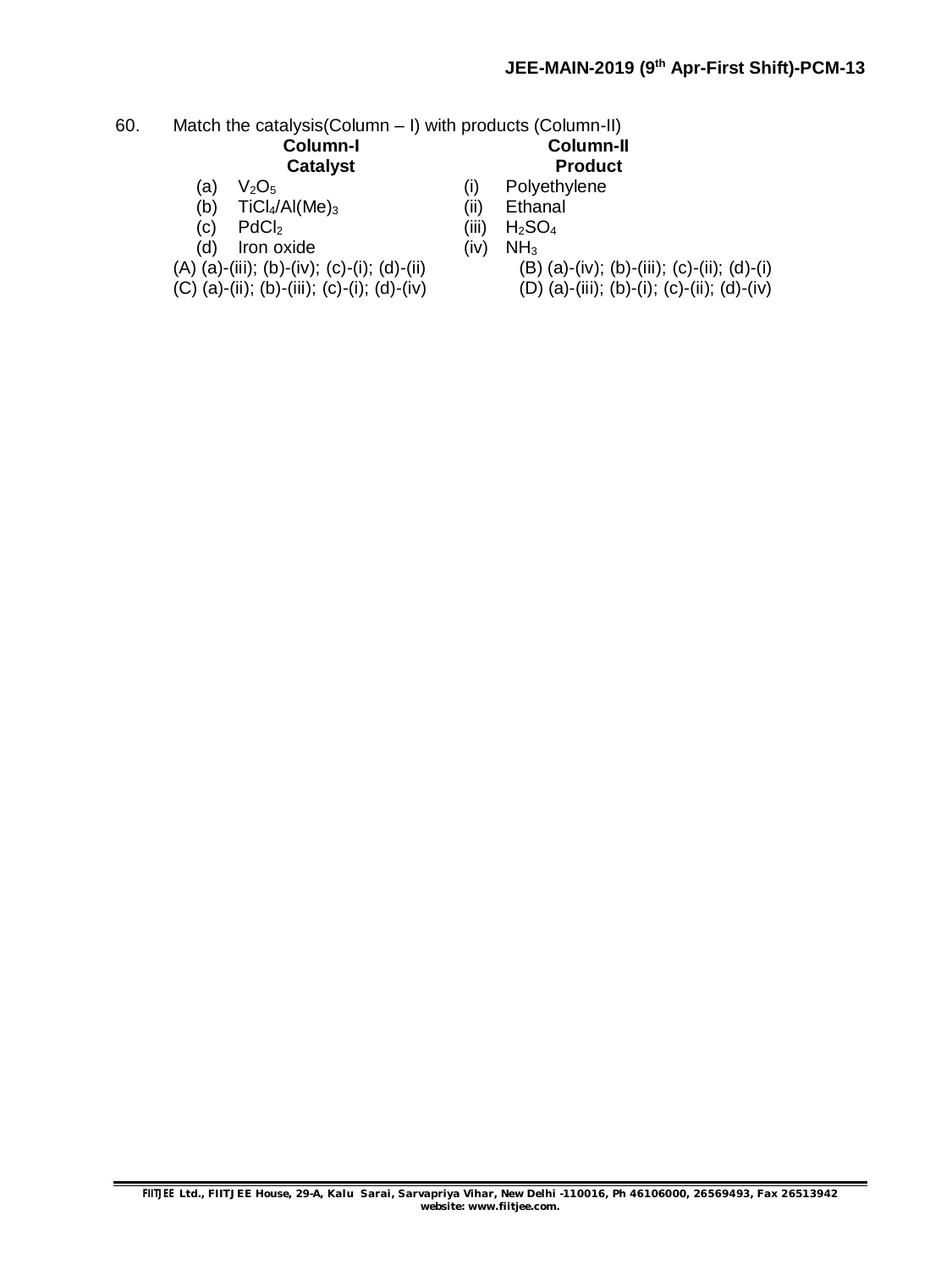60. Match the catalysis(Column – I) with products (Column-II)

| Column-I Catalyst | | Column-II Product | |
|---|---|---|---|
| (a) | $V_2O_5$ | (i) | Polyethylene |
| (b) | $TiCl_4/Al(Me)_3$ | (ii) | Ethanal |
| (c) | $PdCl_2$ | (iii) | $H_2SO_4$ |
| (d) | Iron oxide | (iv) | $NH_3$ |

(A) (a)-(iii); (b)-(iv); (c)-(i); (d)-(ii)
(B) (a)-(iv); (b)-(iii); (c)-(ii); (d)-(i)
(C) (a)-(ii); (b)-(iii); (c)-(i); (d)-(iv)
(D) (a)-(iii); (b)-(i); (c)-(ii); (d)-(iv)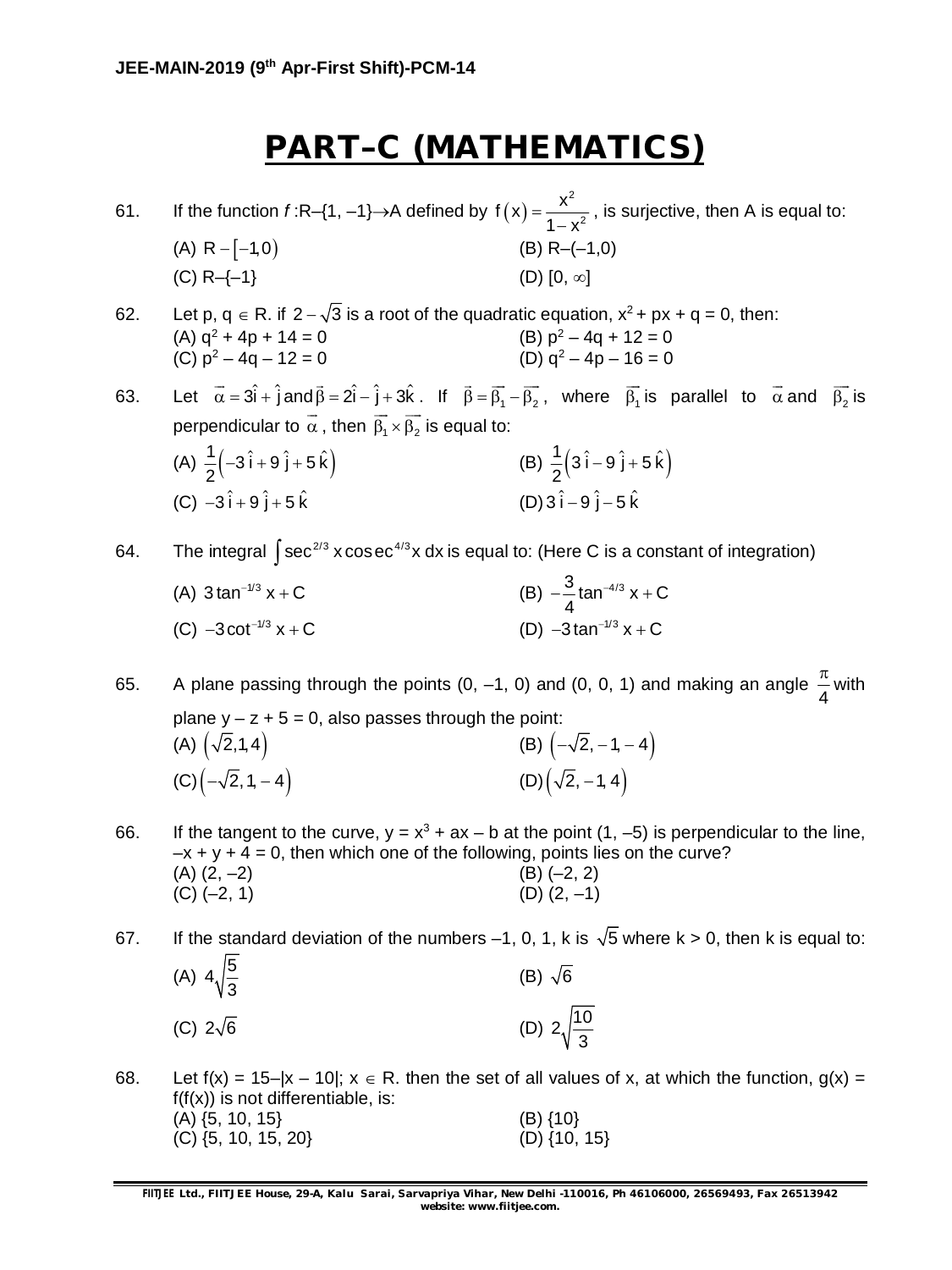# PART–C (MATHEMATICS)

61. If the function $f : R-\{1, -1\} \rightarrow A$ defined by $f(x) = \frac{x^2}{1-x^2}$, is surjective, then A is equal to:

(A) $R - [-1, 0)$
(B) $R-(-1, 0)$
(C) $R-\{-1\}$
(D) $[0, \infty]$

62. Let $p, q \in R$. if $2-\sqrt{3}$ is a root of the quadratic equation, $x^2 + px + q = 0$, then:

(A) $q^2 + 4p + 14 = 0$
(B) $p^2 - 4q + 12 = 0$
(C) $p^2 - 4q - 12 = 0$
(D) $q^2 - 4p - 16 = 0$

63. Let $\vec{\alpha} = 3\hat{i} + \hat{j}$ and $\vec{\beta} = 2\hat{i} - \hat{j} + 3\hat{k}$. If $\vec{\beta} = \vec{\beta_1} - \vec{\beta_2}$, where $\vec{\beta_1}$ is parallel to $\vec{\alpha}$ and $\vec{\beta_2}$ is perpendicular to $\vec{\alpha}$, then $\vec{\beta_1} \times \vec{\beta_2}$ is equal to:

(A) $\frac{1}{2}\left(-3\hat{i} + 9\hat{j} + 5\hat{k}\right)$
(B) $\frac{1}{2}\left(3\hat{i} - 9\hat{j} + 5\hat{k}\right)$
(C) $-3\hat{i} + 9\hat{j} + 5\hat{k}$
(D) $3\hat{i} - 9\hat{j} - 5\hat{k}$

64. The integral $\int \sec^{2/3} x \operatorname{cosec}^{4/3} x \, dx$ is equal to: (Here C is a constant of integration)

(A) $3\tan^{-1/3} x + C$
(B) $-\frac{3}{4}\tan^{-4/3} x + C$
(C) $-3\cot^{-1/3} x + C$
(D) $-3\tan^{-1/3} x + C$

65. A plane passing through the points (0, –1, 0) and (0, 0, 1) and making an angle $\frac{\pi}{4}$ with plane $y - z + 5 = 0$, also passes through the point:

(A) $\left(\sqrt{2}, 1, 4\right)$
(B) $\left(-\sqrt{2}, -1, -4\right)$
(C) $\left(-\sqrt{2}, 1, -4\right)$
(D) $\left(\sqrt{2}, -1, 4\right)$

66. If the tangent to the curve, $y = x^3 + ax - b$ at the point (1, –5) is perpendicular to the line, $-x + y + 4 = 0$, then which one of the following, points lies on the curve?

(A) (2, –2)
(B) (–2, 2)
(C) (–2, 1)
(D) (2, –1)

67. If the standard deviation of the numbers –1, 0, 1, k is $\sqrt{5}$ where k > 0, then k is equal to:

(A) $4\sqrt{\frac{5}{3}}$
(B) $\sqrt{6}$
(C) $2\sqrt{6}$
(D) $2\sqrt{\frac{10}{3}}$

68. Let $f(x) = 15-|x - 10|$; $x \in R$. then the set of all values of x, at which the function, $g(x) = f(f(x))$ is not differentiable, is:

(A) {5, 10, 15}
(B) {10}
(C) {5, 10, 15, 20}
(D) {10, 15}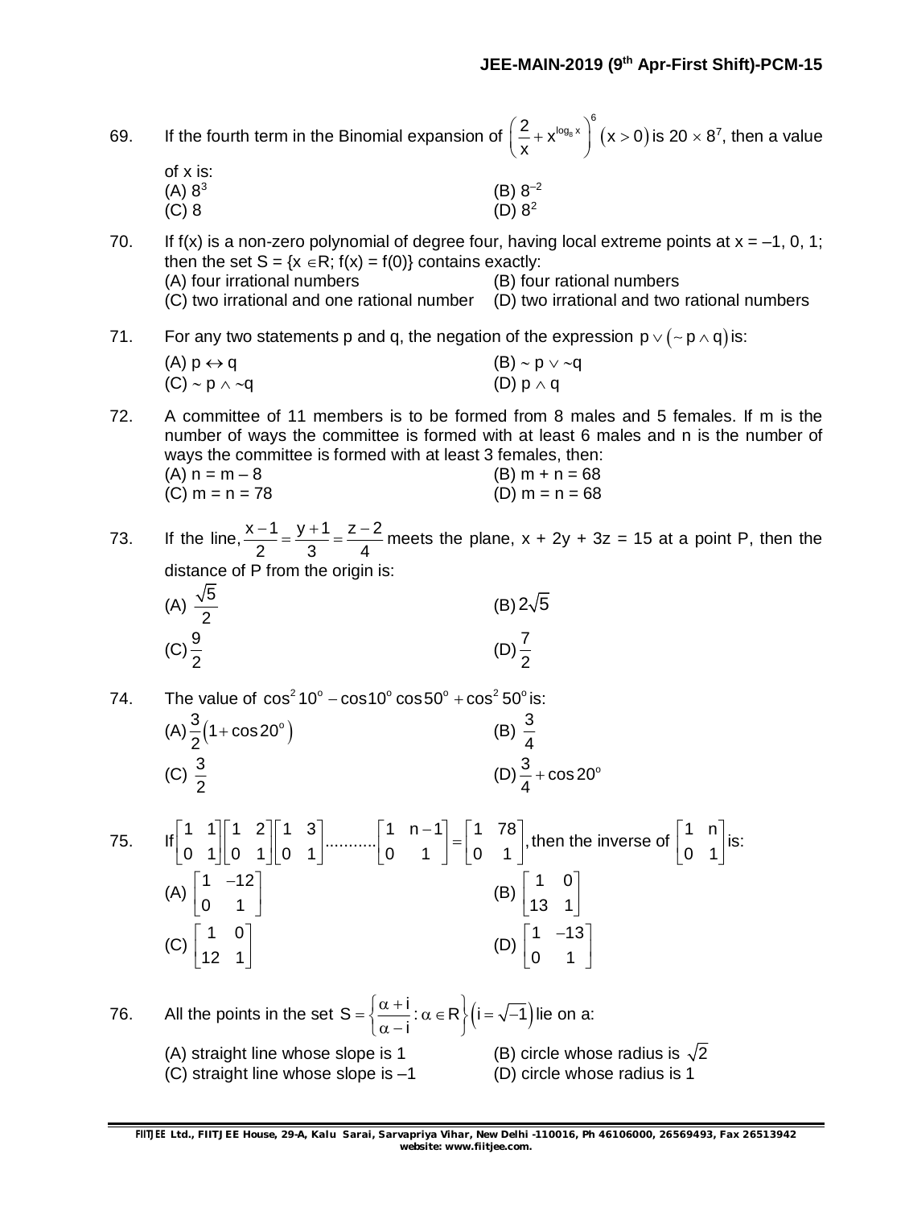69. If the fourth term in the Binomial expansion of $\left(\frac{2}{x}+x^{\log_8 x}\right)^6$ $(x>0)$ is $20\times 8^7$, then a value of x is:

(A) $8^3$
(B) $8^{-2}$
(C) 8
(D) $8^2$

70. If f(x) is a non-zero polynomial of degree four, having local extreme points at x = –1, 0, 1; then the set $S = \{x \in R;\ f(x) = f(0)\}$ contains exactly:

(A) four irrational numbers
(B) four rational numbers
(C) two irrational and one rational number
(D) two irrational and two rational numbers

71. For any two statements p and q, the negation of the expression $p \vee (\sim p \wedge q)$ is:

(A) $p \leftrightarrow q$
(B) $\sim p \vee \sim q$
(C) $\sim p \wedge \sim q$
(D) $p \wedge q$

72. A committee of 11 members is to be formed from 8 males and 5 females. If m is the number of ways the committee is formed with at least 6 males and n is the number of ways the committee is formed with at least 3 females, then:

(A) n = m – 8
(B) m + n = 68
(C) m = n = 78
(D) m = n = 68

73. If the line, $\frac{x-1}{2}=\frac{y+1}{3}=\frac{z-2}{4}$ meets the plane, x + 2y + 3z = 15 at a point P, then the distance of P from the origin is:

(A) $\frac{\sqrt{5}}{2}$
(B) $2\sqrt{5}$
(C) $\frac{9}{2}$
(D) $\frac{7}{2}$

74. The value of $\cos^2 10^\circ - \cos 10^\circ \cos 50^\circ + \cos^2 50^\circ$ is:

(A) $\frac{3}{2}\left(1+\cos 20^\circ\right)$
(B) $\frac{3}{4}$
(C) $\frac{3}{2}$
(D) $\frac{3}{4}+\cos 20^\circ$

75. If $\begin{bmatrix}1 & 1\\ 0 & 1\end{bmatrix}\begin{bmatrix}1 & 2\\ 0 & 1\end{bmatrix}\begin{bmatrix}1 & 3\\ 0 & 1\end{bmatrix}\ldots\ldots\ldots\begin{bmatrix}1 & n-1\\ 0 & 1\end{bmatrix}=\begin{bmatrix}1 & 78\\ 0 & 1\end{bmatrix}$, then the inverse of $\begin{bmatrix}1 & n\\ 0 & 1\end{bmatrix}$ is:

(A) $\begin{bmatrix}1 & -12\\ 0 & 1\end{bmatrix}$
(B) $\begin{bmatrix}1 & 0\\ 13 & 1\end{bmatrix}$
(C) $\begin{bmatrix}1 & 0\\ 12 & 1\end{bmatrix}$
(D) $\begin{bmatrix}1 & -13\\ 0 & 1\end{bmatrix}$

76. All the points in the set $S=\left\{\frac{\alpha+i}{\alpha-i}:\alpha\in R\right\}\left(i=\sqrt{-1}\right)$ lie on a:

(A) straight line whose slope is 1
(B) circle whose radius is $\sqrt{2}$
(C) straight line whose slope is –1
(D) circle whose radius is 1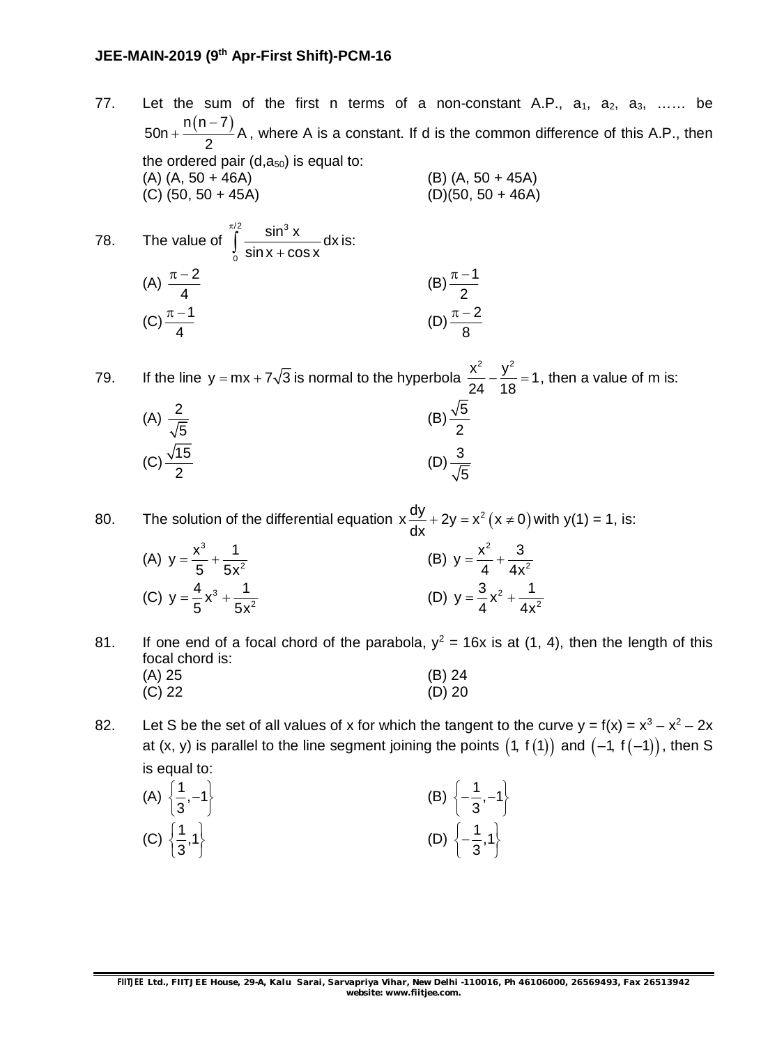77. Let the sum of the first n terms of a non-constant A.P., $a_1$, $a_2$, $a_3$, …… be $50n + \frac{n(n-7)}{2}A$, where A is a constant. If d is the common difference of this A.P., then the ordered pair $(d, a_{50})$ is equal to:

(A) (A, 50 + 46A)
(B) (A, 50 + 45A)
(C) (50, 50 + 45A)
(D) (50, 50 + 46A)

78. The value of $\int_0^{\pi/2} \frac{\sin^3 x}{\sin x + \cos x} dx$ is:

(A) $\frac{\pi - 2}{4}$
(B) $\frac{\pi - 1}{2}$
(C) $\frac{\pi - 1}{4}$
(D) $\frac{\pi - 2}{8}$

79. If the line $y = mx + 7\sqrt{3}$ is normal to the hyperbola $\frac{x^2}{24} - \frac{y^2}{18} = 1$, then a value of m is:

(A) $\frac{2}{\sqrt{5}}$
(B) $\frac{\sqrt{5}}{2}$
(C) $\frac{\sqrt{15}}{2}$
(D) $\frac{3}{\sqrt{5}}$

80. The solution of the differential equation $x\frac{dy}{dx} + 2y = x^2 \ (x \neq 0)$ with y(1) = 1, is:

(A) $y = \frac{x^3}{5} + \frac{1}{5x^2}$
(B) $y = \frac{x^2}{4} + \frac{3}{4x^2}$
(C) $y = \frac{4}{5}x^3 + \frac{1}{5x^2}$
(D) $y = \frac{3}{4}x^2 + \frac{1}{4x^2}$

81. If one end of a focal chord of the parabola, $y^2 = 16x$ is at (1, 4), then the length of this focal chord is:

(A) 25
(B) 24
(C) 22
(D) 20

82. Let S be the set of all values of x for which the tangent to the curve $y = f(x) = x^3 - x^2 - 2x$ at (x, y) is parallel to the line segment joining the points $(1, f(1))$ and $(-1, f(-1))$, then S is equal to:

(A) $\left\{\frac{1}{3}, -1\right\}$
(B) $\left\{-\frac{1}{3}, -1\right\}$
(C) $\left\{\frac{1}{3}, 1\right\}$
(D) $\left\{-\frac{1}{3}, 1\right\}$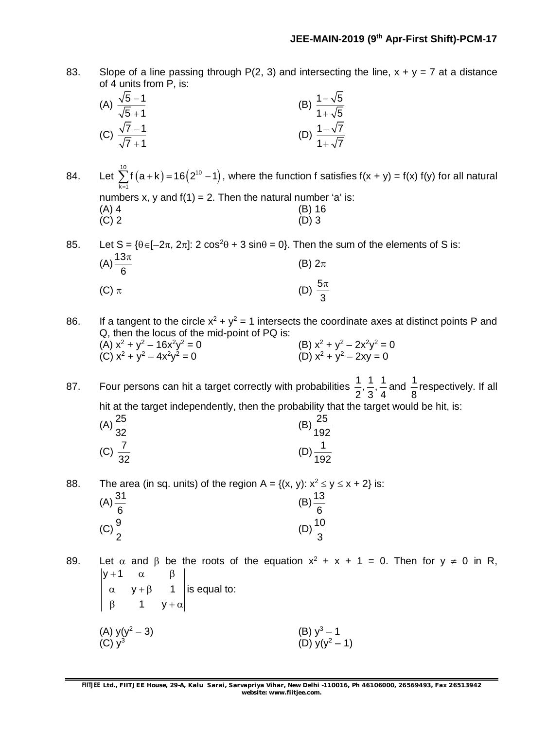83. Slope of a line passing through P(2, 3) and intersecting the line, $x + y = 7$ at a distance of 4 units from P, is:

(A) $\frac{\sqrt{5}-1}{\sqrt{5}+1}$ (B) $\frac{1-\sqrt{5}}{1+\sqrt{5}}$

(C) $\frac{\sqrt{7}-1}{\sqrt{7}+1}$ (D) $\frac{1-\sqrt{7}}{1+\sqrt{7}}$

84. Let $\sum_{k=1}^{10} f(a+k) = 16\left(2^{10}-1\right)$, where the function f satisfies $f(x + y) = f(x)\, f(y)$ for all natural numbers x, y and $f(1) = 2$. Then the natural number 'a' is:

(A) 4 (B) 16

(C) 2 (D) 3

85. Let $S = \{\theta \in [-2\pi, 2\pi]: 2\cos^2\theta + 3\sin\theta = 0\}$. Then the sum of the elements of S is:

(A) $\frac{13\pi}{6}$ (B) $2\pi$

(C) $\pi$ (D) $\frac{5\pi}{3}$

86. If a tangent to the circle $x^2 + y^2 = 1$ intersects the coordinate axes at distinct points P and Q, then the locus of the mid-point of PQ is:

(A) $x^2 + y^2 - 16x^2y^2 = 0$ (B) $x^2 + y^2 - 2x^2y^2 = 0$

(C) $x^2 + y^2 - 4x^2y^2 = 0$ (D) $x^2 + y^2 - 2xy = 0$

87. Four persons can hit a target correctly with probabilities $\frac{1}{2}, \frac{1}{3}, \frac{1}{4}$ and $\frac{1}{8}$ respectively. If all hit at the target independently, then the probability that the target would be hit, is:

(A) $\frac{25}{32}$ (B) $\frac{25}{192}$

(C) $\frac{7}{32}$ (D) $\frac{1}{192}$

88. The area (in sq. units) of the region $A = \{(x, y): x^2 \le y \le x + 2\}$ is:

(A) $\frac{31}{6}$ (B) $\frac{13}{6}$

(C) $\frac{9}{2}$ (D) $\frac{10}{3}$

89. Let $\alpha$ and $\beta$ be the roots of the equation $x^2 + x + 1 = 0$. Then for $y \ne 0$ in R, $\begin{vmatrix} y+1 & \alpha & \beta \\ \alpha & y+\beta & 1 \\ \beta & 1 & y+\alpha \end{vmatrix}$ is equal to:

(A) $y(y^2 - 3)$ (B) $y^3 - 1$

(C) $y^3$ (D) $y(y^2 - 1)$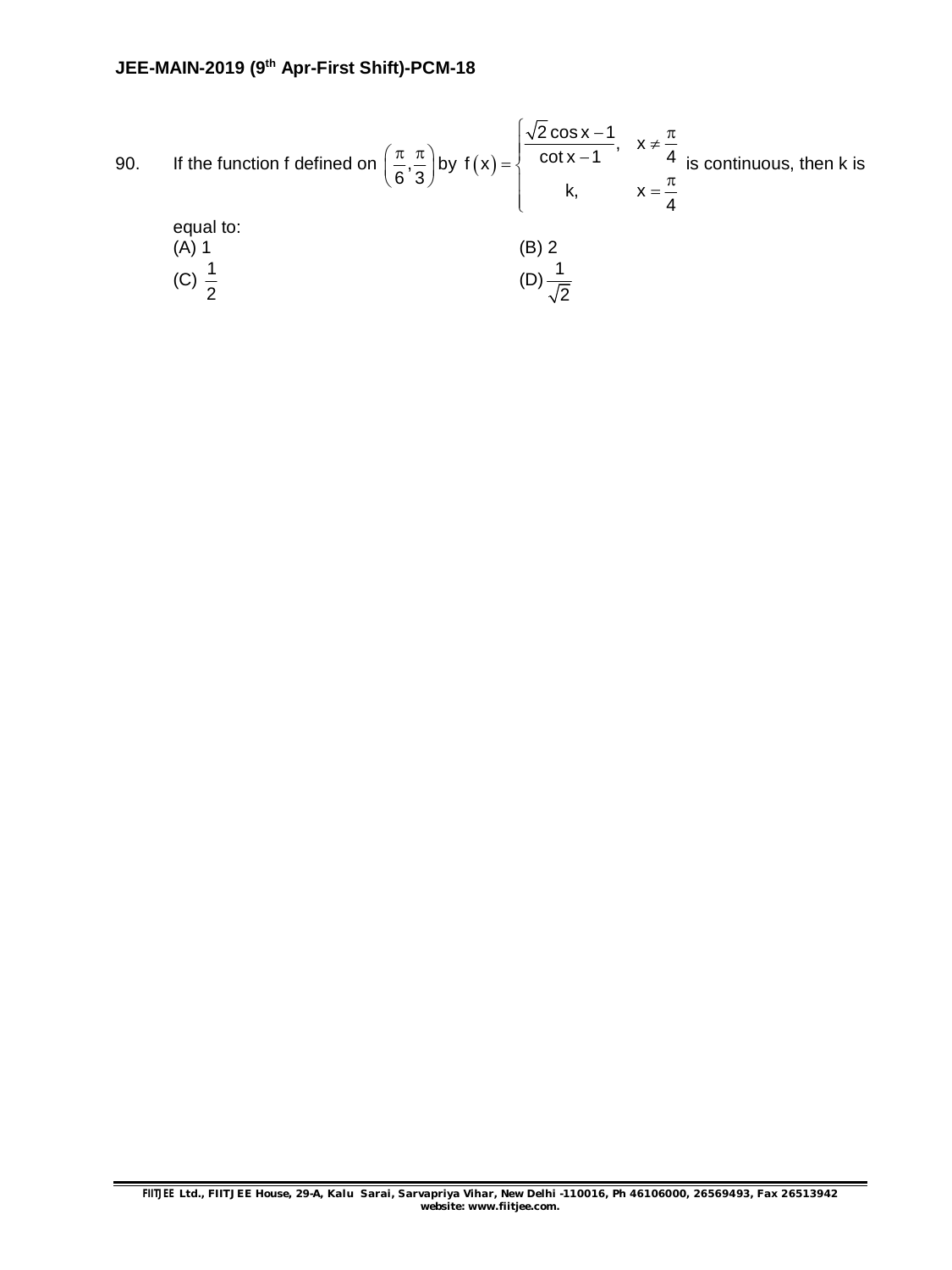90. If the function f defined on $\left(\frac{\pi}{6}, \frac{\pi}{3}\right)$ by $f(x) = \begin{cases} \frac{\sqrt{2}\cos x - 1}{\cot x - 1}, & x \neq \frac{\pi}{4} \\ k, & x = \frac{\pi}{4} \end{cases}$ is continuous, then k is equal to:

(A) 1

(B) 2

(C) $\frac{1}{2}$

(D) $\frac{1}{\sqrt{2}}$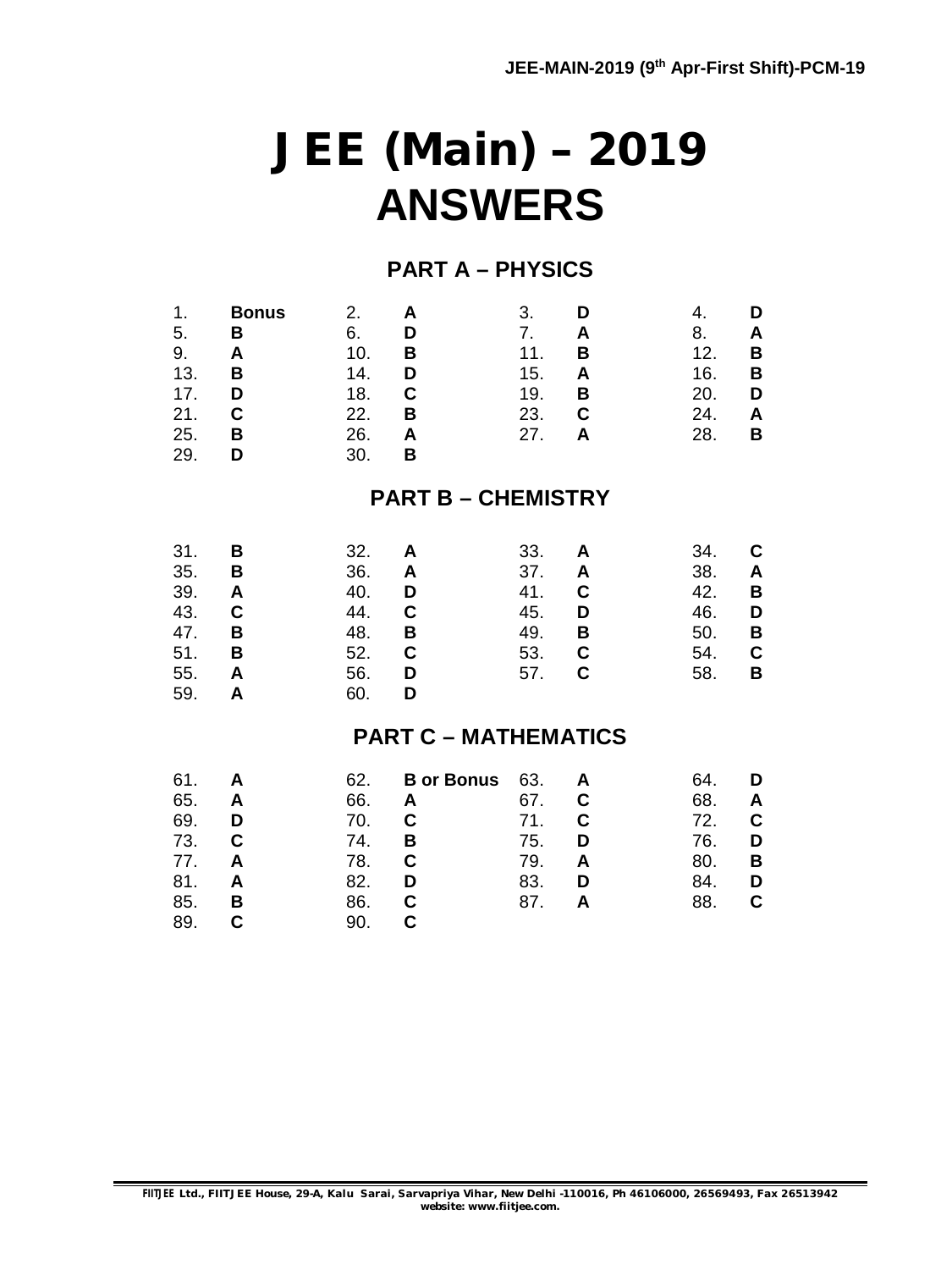# JEE (Main) – 2019
# ANSWERS

## PART A – PHYSICS

| | | | | | | | |
|---|---|---|---|---|---|---|---|
| 1. | **Bonus** | 2. | **A** | 3. | **D** | 4. | **D** |
| 5. | **B** | 6. | **D** | 7. | **A** | 8. | **A** |
| 9. | **A** | 10. | **B** | 11. | **B** | 12. | **B** |
| 13. | **B** | 14. | **D** | 15. | **A** | 16. | **B** |
| 17. | **D** | 18. | **C** | 19. | **B** | 20. | **D** |
| 21. | **C** | 22. | **B** | 23. | **C** | 24. | **A** |
| 25. | **B** | 26. | **A** | 27. | **A** | 28. | **B** |
| 29. | **D** | 30. | **B** | | | | |

## PART B – CHEMISTRY

| | | | | | | | |
|---|---|---|---|---|---|---|---|
| 31. | **B** | 32. | **A** | 33. | **A** | 34. | **C** |
| 35. | **B** | 36. | **A** | 37. | **A** | 38. | **A** |
| 39. | **A** | 40. | **D** | 41. | **C** | 42. | **B** |
| 43. | **C** | 44. | **C** | 45. | **D** | 46. | **D** |
| 47. | **B** | 48. | **B** | 49. | **B** | 50. | **B** |
| 51. | **B** | 52. | **C** | 53. | **C** | 54. | **C** |
| 55. | **A** | 56. | **D** | 57. | **C** | 58. | **B** |
| 59. | **A** | 60. | **D** | | | | |

## PART C – MATHEMATICS

| | | | | | | | |
|---|---|---|---|---|---|---|---|
| 61. | **A** | 62. | **B or Bonus** | 63. | **A** | 64. | **D** |
| 65. | **A** | 66. | **A** | 67. | **C** | 68. | **A** |
| 69. | **D** | 70. | **C** | 71. | **C** | 72. | **C** |
| 73. | **C** | 74. | **B** | 75. | **D** | 76. | **D** |
| 77. | **A** | 78. | **C** | 79. | **A** | 80. | **B** |
| 81. | **A** | 82. | **D** | 83. | **D** | 84. | **D** |
| 85. | **B** | 86. | **C** | 87. | **A** | 88. | **C** |
| 89. | **C** | 90. | **C** | | | | |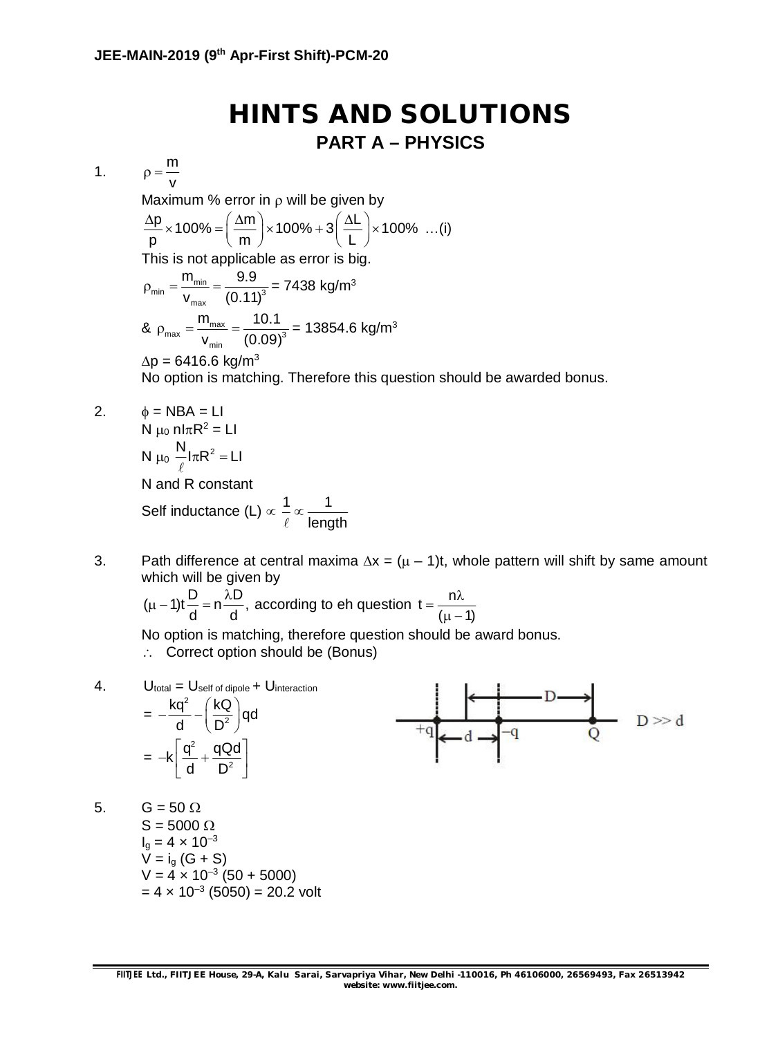# HINTS AND SOLUTIONS

## PART A – PHYSICS

1. $\rho = \frac{m}{v}$

   Maximum % error in $\rho$ will be given by

   $\frac{\Delta p}{p} \times 100\% = \left(\frac{\Delta m}{m}\right) \times 100\% + 3\left(\frac{\Delta L}{L}\right) \times 100\%$ …(i)

   This is not applicable as error is big.

   $\rho_{min} = \frac{m_{min}}{v_{max}} = \frac{9.9}{(0.11)^3}$ = 7438 kg/m$^3$

   & $\rho_{max} = \frac{m_{max}}{v_{min}} = \frac{10.1}{(0.09)^3}$ = 13854.6 kg/m$^3$

   $\Delta p$ = 6416.6 kg/m$^3$

   No option is matching. Therefore this question should be awarded bonus.

2. $\phi$ = NBA = LI

   N $\mu_0$ nI$\pi$R$^2$ = LI

   N $\mu_0 \frac{N}{\ell} I\pi R^2 = LI$

   N and R constant

   Self inductance (L) $\propto \frac{1}{\ell} \propto \frac{1}{\text{length}}$

3. Path difference at central maxima $\Delta x = (\mu - 1)t$, whole pattern will shift by same amount which will be given by

   $(\mu - 1)t\frac{D}{d} = n\frac{\lambda D}{d}$, according to eh question $t = \frac{n\lambda}{(\mu - 1)}$

   No option is matching, therefore question should be award bonus.

   $\therefore$ Correct option should be (Bonus)

4. $U_{total} = U_{self\ of\ dipole} + U_{interaction}$

   $= -\frac{kq^2}{d} - \left(\frac{kQ}{D^2}\right)qd$

   $= -k\left[\frac{q^2}{d} + \frac{qQd}{D^2}\right]$

5. G = 50 $\Omega$

   S = 5000 $\Omega$

   $I_g = 4 \times 10^{-3}$

   $V = i_g (G + S)$

   $V = 4 \times 10^{-3} (50 + 5000)$

   $= 4 \times 10^{-3} (5050) = 20.2$ volt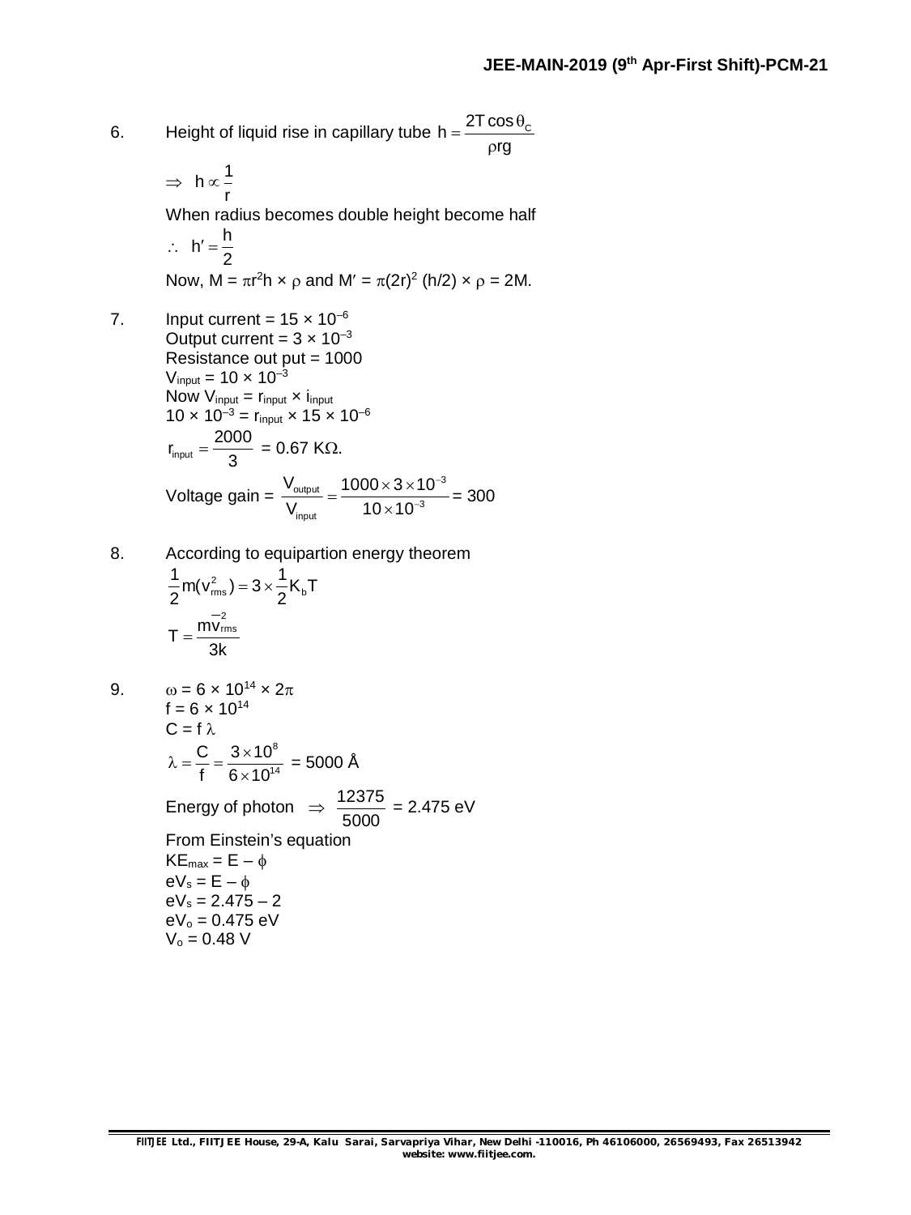6. Height of liquid rise in capillary tube $h = \frac{2T\cos\theta_C}{\rho r g}$

$\Rightarrow \ h \propto \frac{1}{r}$

When radius becomes double height become half

$\therefore \ h' = \frac{h}{2}$

Now, $M = \pi r^2 h \times \rho$ and $M' = \pi(2r)^2 (h/2) \times \rho = 2M$.

7. Input current = $15 \times 10^{-6}$

Output current = $3 \times 10^{-3}$

Resistance out put = 1000

$V_{input} = 10 \times 10^{-3}$

Now $V_{input} = r_{input} \times i_{input}$

$10 \times 10^{-3} = r_{input} \times 15 \times 10^{-6}$

$r_{input} = \frac{2000}{3}$ = 0.67 K$\Omega$.

Voltage gain = $\frac{V_{output}}{V_{input}} = \frac{1000 \times 3 \times 10^{-3}}{10 \times 10^{-3}} = 300$

8. According to equipartion energy theorem

$\frac{1}{2}m(v_{rms}^2) = 3 \times \frac{1}{2}K_b T$

$T = \frac{m\overline{v}_{rms}^2}{3k}$

9. $\omega = 6 \times 10^{14} \times 2\pi$

$f = 6 \times 10^{14}$

$C = f\lambda$

$\lambda = \frac{C}{f} = \frac{3 \times 10^8}{6 \times 10^{14}}$ = 5000 Å

Energy of photon $\Rightarrow \frac{12375}{5000}$ = 2.475 eV

From Einstein's equation

$KE_{max} = E - \phi$

$eV_s = E - \phi$

$eV_s = 2.475 - 2$

$eV_o = 0.475$ eV

$V_o = 0.48$ V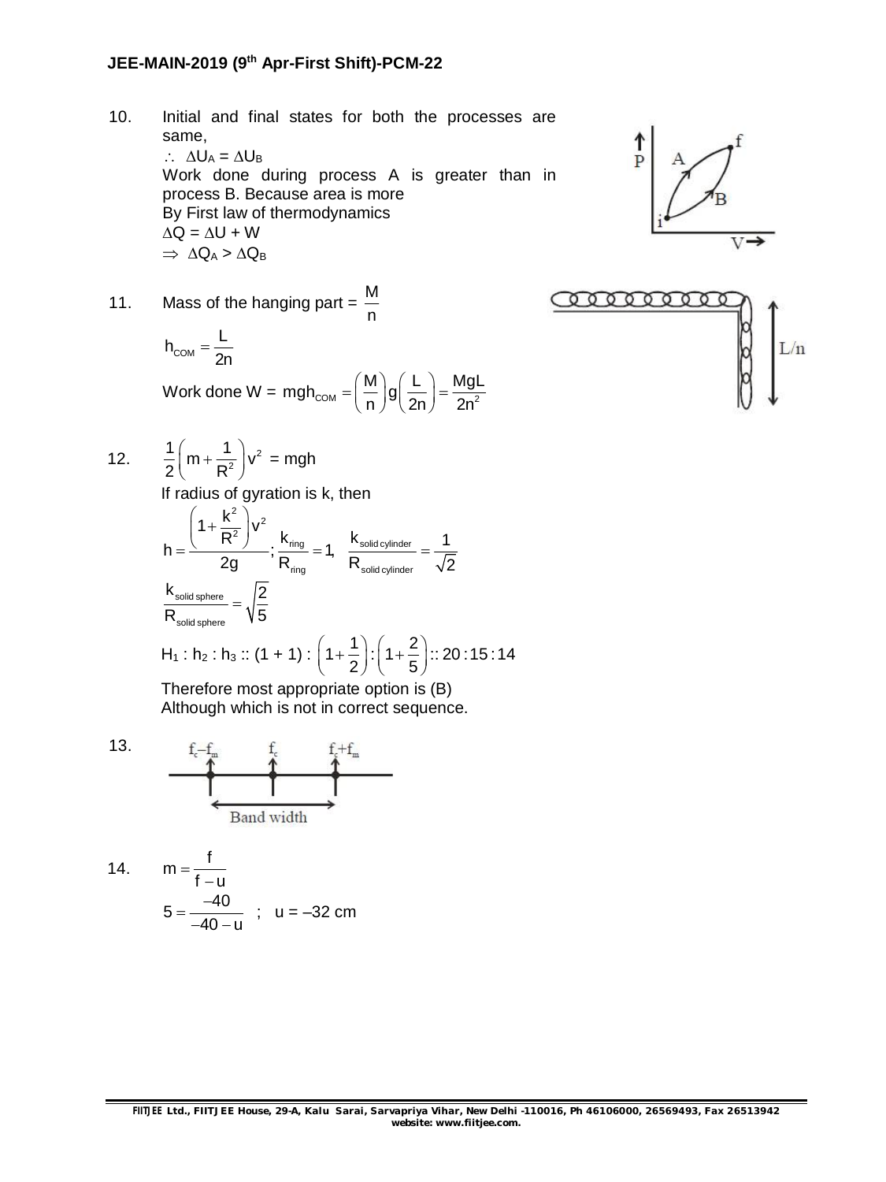10. Initial and final states for both the processes are same,

$\therefore$ $\Delta U_A = \Delta U_B$

Work done during process A is greater than in process B. Because area is more

By First law of thermodynamics

$\Delta Q = \Delta U + W$

$\Rightarrow$ $\Delta Q_A > \Delta Q_B$

11. Mass of the hanging part = $\dfrac{M}{n}$

$$h_{COM} = \frac{L}{2n}$$

Work done W = $mgh_{COM} = \left(\dfrac{M}{n}\right)g\left(\dfrac{L}{2n}\right) = \dfrac{MgL}{2n^2}$

12. $\dfrac{1}{2}\left(m + \dfrac{1}{R^2}\right)v^2$ = mgh

If radius of gyration is k, then

$$h = \frac{\left(1+\frac{k^2}{R^2}\right)v^2}{2g};\ \frac{k_{ring}}{R_{ring}} = 1,\ \ \frac{k_{solid\ cylinder}}{R_{solid\ cylinder}} = \frac{1}{\sqrt{2}}$$

$$\frac{k_{solid\ sphere}}{R_{solid\ sphere}} = \sqrt{\frac{2}{5}}$$

$H_1 : h_2 : h_3 :: (1 + 1) : \left(1+\dfrac{1}{2}\right) : \left(1+\dfrac{2}{5}\right) :: 20 : 15 : 14$

Therefore most appropriate option is (B)

Although which is not in correct sequence.

13. $f_c - f_m$, $f_c$, $f_c + f_m$

Band width

14. $m = \dfrac{f}{f-u}$

$5 = \dfrac{-40}{-40-u}$ ; u = –32 cm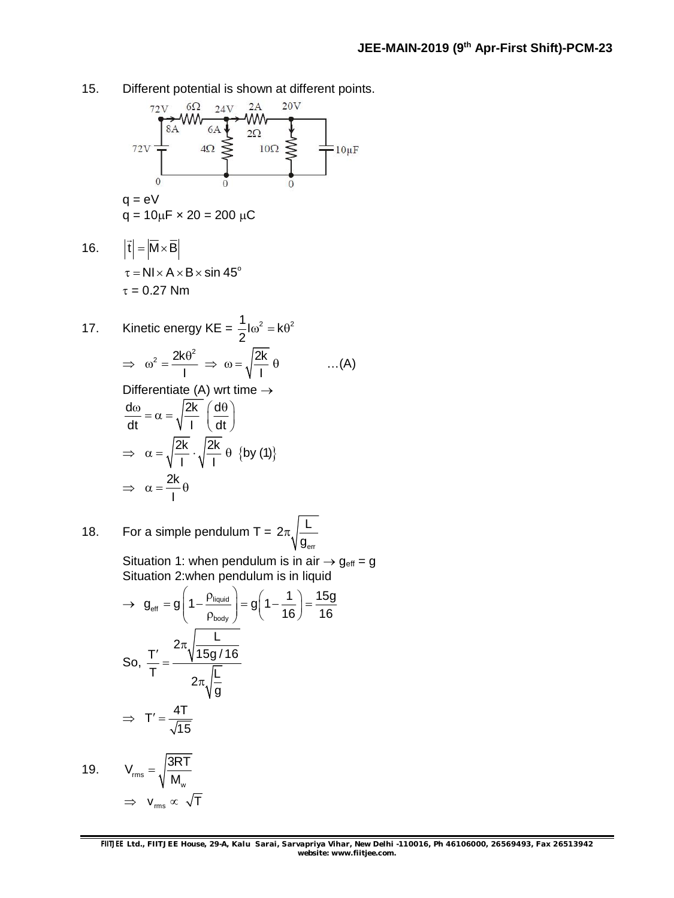15. Different potential is shown at different points.

72V, 6Ω, 24V, 2A, 20V, 8A, 6A, 2Ω, 72V, 4Ω, 10Ω, 10μF, 0, 0, 0

q = eV

q = 10μF × 20 = 200 μC

16. $\left|\vec{t}\right| = \left|\overline{M} \times \overline{B}\right|$

$\tau = NI \times A \times B \times \sin 45^{o}$

$\tau$ = 0.27 Nm

17. Kinetic energy KE = $\frac{1}{2}I\omega^2 = k\theta^2$

$\Rightarrow \quad \omega^2 = \frac{2k\theta^2}{I} \;\Rightarrow\; \omega = \sqrt{\frac{2k}{I}}\,\theta \qquad \ldots(A)$

Differentiate (A) wrt time →

$\frac{d\omega}{dt} = \alpha = \sqrt{\frac{2k}{I}}\left(\frac{d\theta}{dt}\right)$

$\Rightarrow \quad \alpha = \sqrt{\frac{2k}{I}} \cdot \sqrt{\frac{2k}{I}}\,\theta \;\; \{\text{by (1)}\}$

$\Rightarrow \quad \alpha = \frac{2k}{I}\theta$

18. For a simple pendulum T = $2\pi\sqrt{\frac{L}{g_{err}}}$

Situation 1: when pendulum is in air → $g_{eff}$ = g

Situation 2:when pendulum is in liquid

$\rightarrow \;\; g_{eff} = g\left(1 - \frac{\rho_{liquid}}{\rho_{body}}\right) = g\left(1 - \frac{1}{16}\right) = \frac{15g}{16}$

So, $\frac{T'}{T} = \frac{2\pi\sqrt{\frac{L}{15g/16}}}{2\pi\sqrt{\frac{L}{g}}}$

$\Rightarrow \quad T' = \frac{4T}{\sqrt{15}}$

19. $V_{rms} = \sqrt{\frac{3RT}{M_w}}$

$\Rightarrow \quad v_{rms} \propto \sqrt{T}$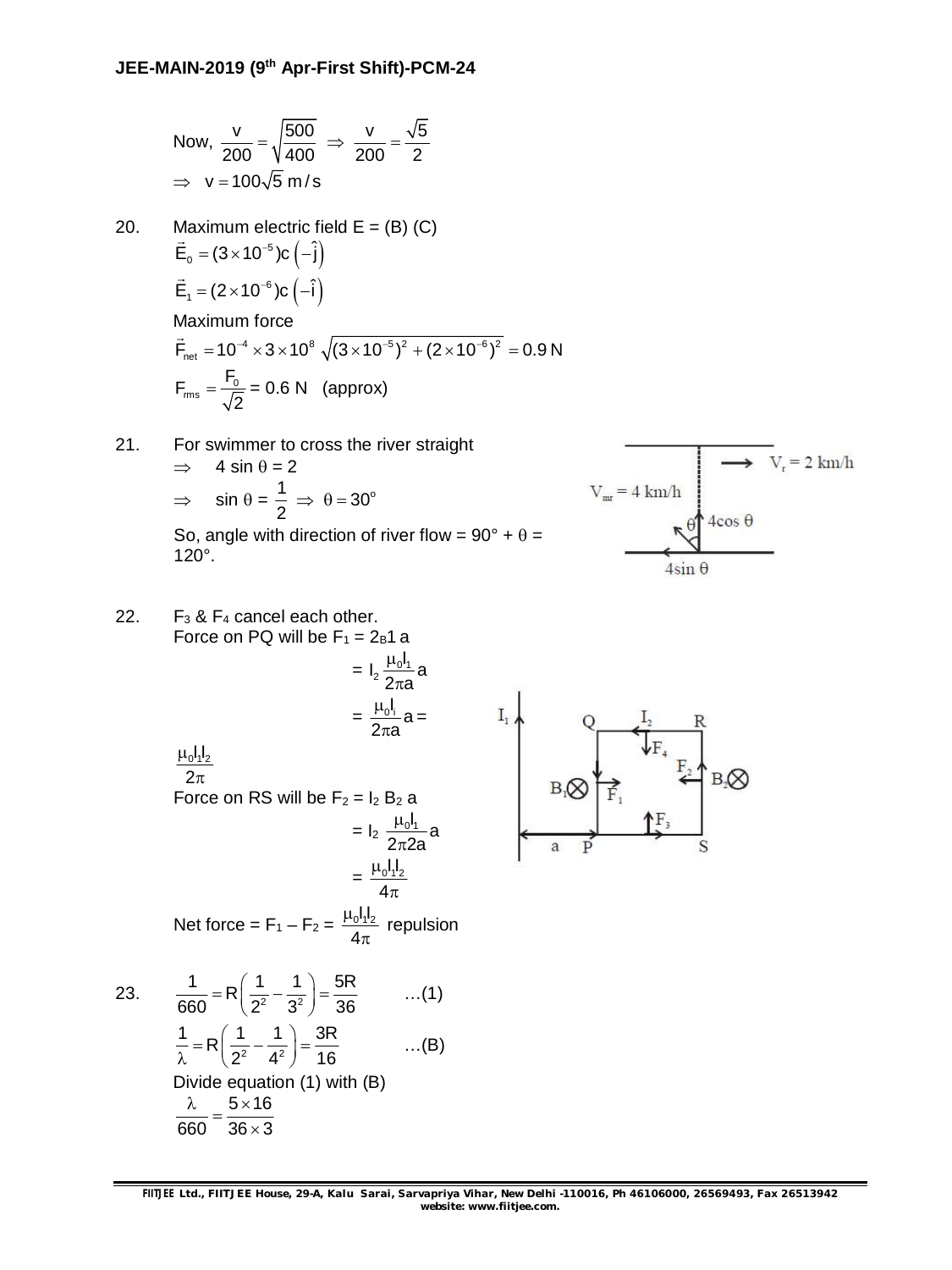Now, $\dfrac{v}{200} = \sqrt{\dfrac{500}{400}} \Rightarrow \dfrac{v}{200} = \dfrac{\sqrt{5}}{2}$

$\Rightarrow \; v = 100\sqrt{5}\ \text{m/s}$

20. Maximum electric field E = (B) (C)

$\vec{E}_0 = (3\times10^{-5})c\left(-\hat{j}\right)$

$\vec{E}_1 = (2\times10^{-6})c\left(-\hat{i}\right)$

Maximum force

$\vec{F}_{net} = 10^{-4}\times3\times10^{8}\sqrt{(3\times10^{-5})^2 + (2\times10^{-6})^2} = 0.9\ \text{N}$

$F_{rms} = \dfrac{F_0}{\sqrt{2}}$ = 0.6 N (approx)

21. For swimmer to cross the river straight

$\Rightarrow \quad 4\sin\theta = 2$

$\Rightarrow \quad \sin\theta = \dfrac{1}{2} \Rightarrow \theta = 30^\circ$

So, angle with direction of river flow = 90° + θ = 120°.

$V_r = 2$ km/h, $V_{mr} = 4$ km/h, $4\cos\theta$, $4\sin\theta$

22. $F_3$ & $F_4$ cancel each other.

Force on PQ will be $F_1 = 2_B 1\, a$

$= I_2 \dfrac{\mu_0 I_1}{2\pi a} a$

$= \dfrac{\mu_0 I_1}{2\pi a} a = \dfrac{\mu_0 I_1 I_2}{2\pi}$

Force on RS will be $F_2 = I_2 B_2 a$

$= I_2 \dfrac{\mu_0 I_1}{2\pi 2a} a$

$= \dfrac{\mu_0 I_1 I_2}{4\pi}$

Net force = $F_1 - F_2 = \dfrac{\mu_0 I_1 I_2}{4\pi}$ repulsion

23. $\dfrac{1}{660} = R\left(\dfrac{1}{2^2} - \dfrac{1}{3^2}\right) = \dfrac{5R}{36}$ …(1)

$\dfrac{1}{\lambda} = R\left(\dfrac{1}{2^2} - \dfrac{1}{4^2}\right) = \dfrac{3R}{16}$ …(B)

Divide equation (1) with (B)

$\dfrac{\lambda}{660} = \dfrac{5\times16}{36\times3}$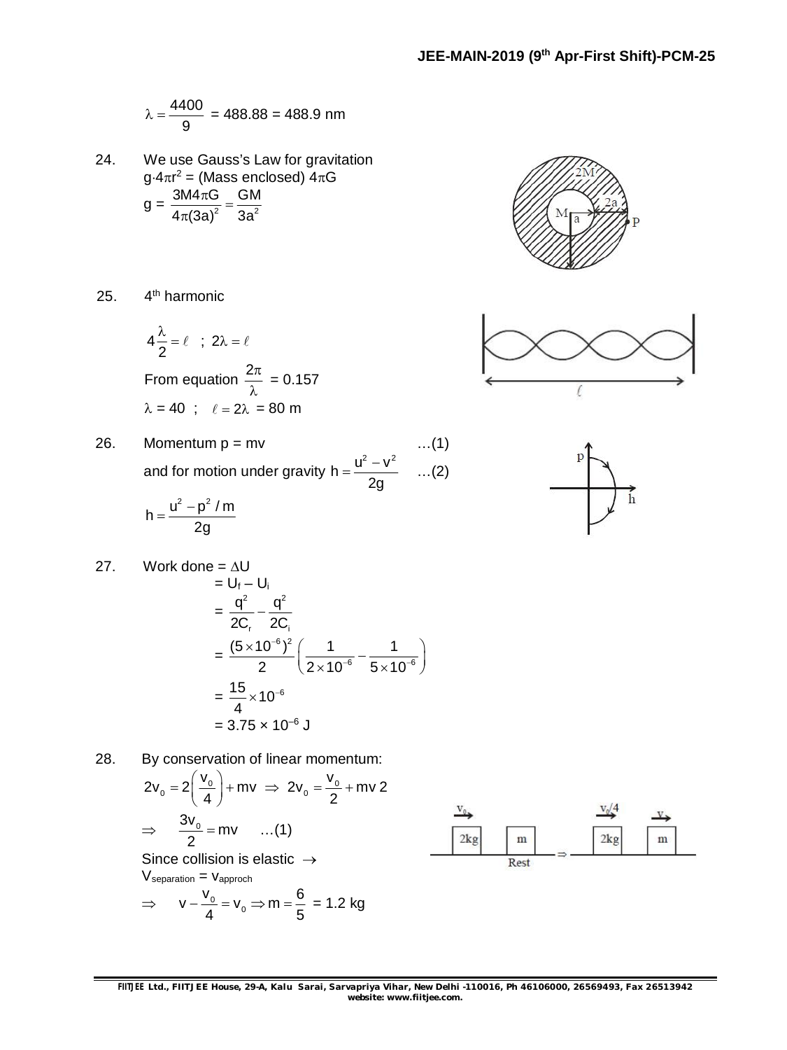$$\lambda = \frac{4400}{9} = 488.88 = 488.9 \text{ nm}$$

24. We use Gauss's Law for gravitation

$g \cdot 4\pi r^2 = (\text{Mass enclosed})\ 4\pi G$

$$g = \frac{3M4\pi G}{4\pi(3a)^2} = \frac{GM}{3a^2}$$

25. $4^{th}$ harmonic

$$4\frac{\lambda}{2} = \ell \ ; \ 2\lambda = \ell$$

From equation $\frac{2\pi}{\lambda} = 0.157$

$\lambda = 40$ ; $\ell = 2\lambda = 80$ m

26. Momentum $p = mv$ …(1)

and for motion under gravity $h = \frac{u^2 - v^2}{2g}$ …(2)

$$h = \frac{u^2 - p^2/m}{2g}$$

27. Work done = $\Delta U$

$$= U_f - U_i$$

$$= \frac{q^2}{2C_f} - \frac{q^2}{2C_i}$$

$$= \frac{(5\times10^{-6})^2}{2}\left(\frac{1}{2\times10^{-6}} - \frac{1}{5\times10^{-6}}\right)$$

$$= \frac{15}{4}\times10^{-6}$$

$$= 3.75 \times 10^{-6} \text{ J}$$

28. By conservation of linear momentum:

$$2v_0 = 2\left(\frac{v_0}{4}\right) + mv \Rightarrow 2v_0 = \frac{v_0}{2} + mv\ 2$$

$$\Rightarrow \quad \frac{3v_0}{2} = mv \quad \text{…(1)}$$

Since collision is elastic $\rightarrow$

$V_{separation} = v_{approch}$

$$\Rightarrow \quad v - \frac{v_0}{4} = v_0 \Rightarrow m = \frac{6}{5} = 1.2 \text{ kg}$$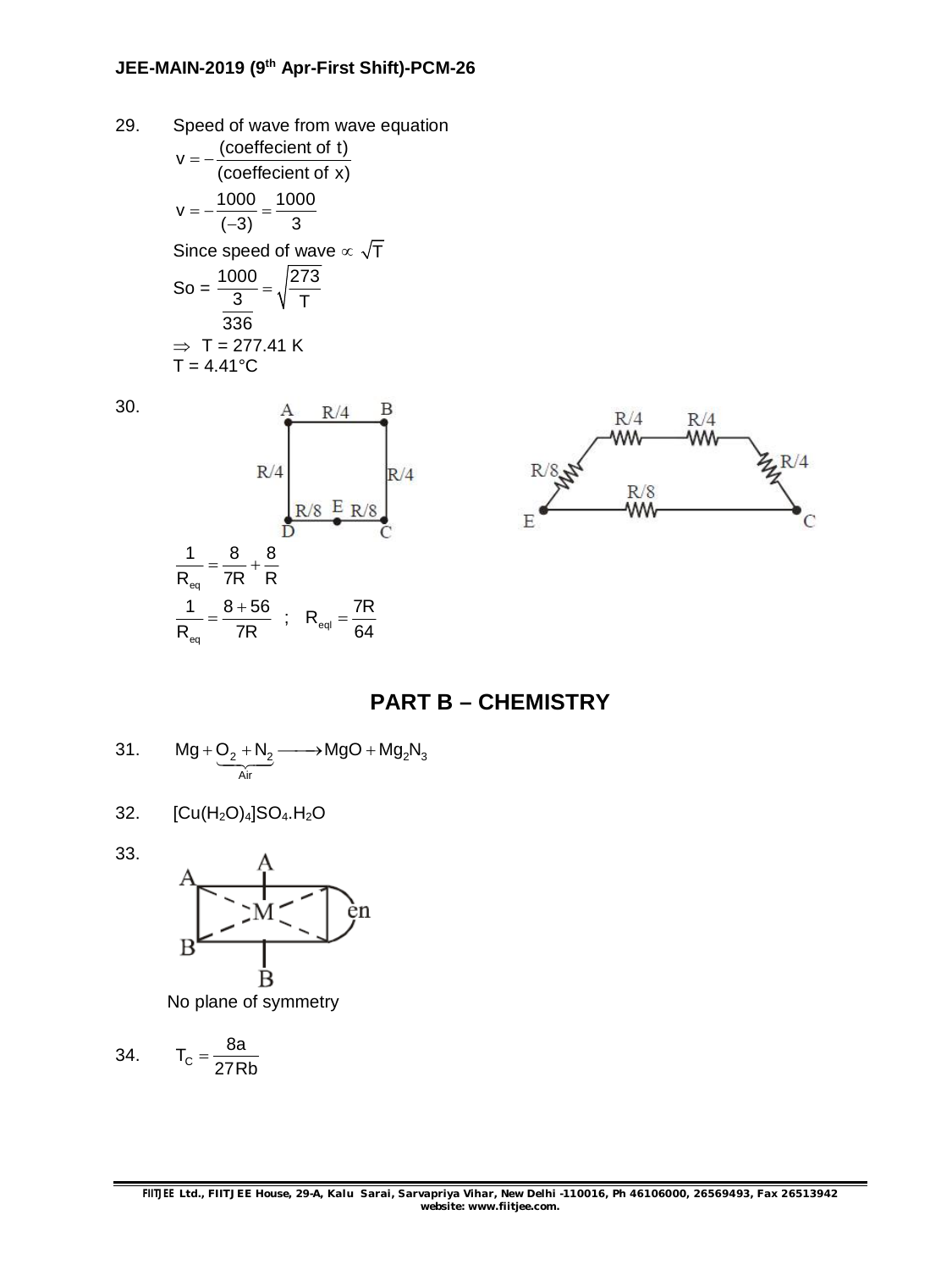29. Speed of wave from wave equation

$$v = -\frac{\text{(coeffecient of t)}}{\text{(coeffecient of x)}}$$

$$v = -\frac{1000}{(-3)} = \frac{1000}{3}$$

Since speed of wave $\propto \sqrt{T}$

$$\text{So} = \frac{\frac{1000}{3}}{336} = \sqrt{\frac{273}{T}}$$

$\Rightarrow$ T = 277.41 K

T = 4.41°C

30.

$$\frac{1}{R_{eq}} = \frac{8}{7R} + \frac{8}{R}$$

$$\frac{1}{R_{eq}} = \frac{8+56}{7R} \;\; ; \;\; R_{eql} = \frac{7R}{64}$$

## PART B – CHEMISTRY

31. $$Mg + \underbrace{O_2 + N_2}_{Air} \longrightarrow MgO + Mg_2N_3$$

32. $[Cu(H_2O)_4]SO_4.H_2O$

33.

No plane of symmetry

34. $$T_C = \frac{8a}{27Rb}$$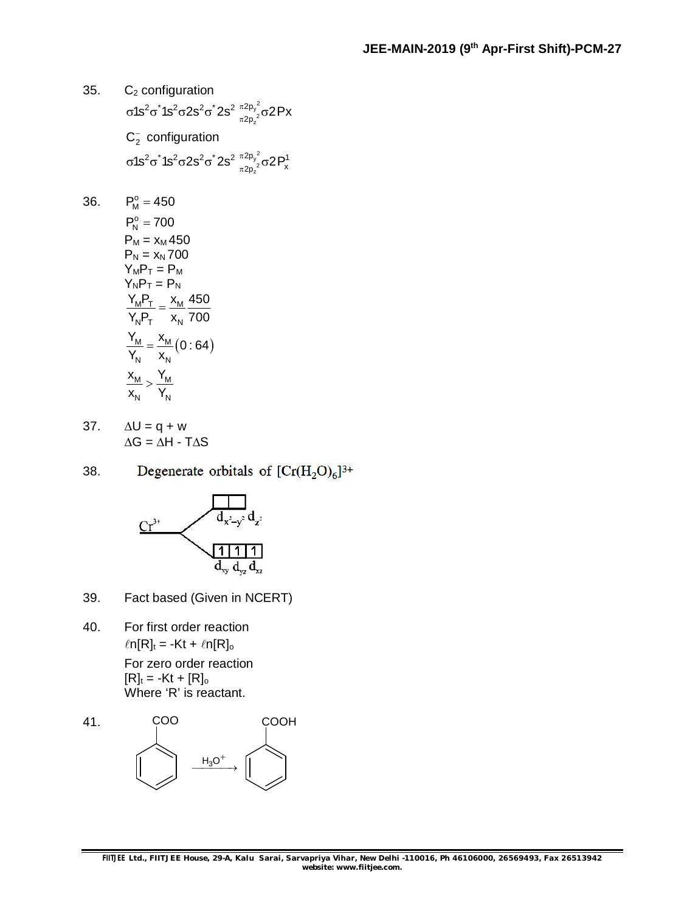35. $C_2$ configuration

$\sigma 1s^2 \sigma^* 1s^2 \sigma 2s^2 \sigma^* 2s^2 \, {}^{\pi 2p_y^2}_{\pi 2p_z^2} \sigma 2Px$

$C_2^-$ configuration

$\sigma 1s^2 \sigma^* 1s^2 \sigma 2s^2 \sigma^* 2s^2 \, {}^{\pi 2p_y^2}_{\pi 2p_z^2} \sigma 2P_x^1$

36. $P_M^o = 450$

$P_N^o = 700$

$P_M = x_M 450$

$P_N = x_N 700$

$Y_M P_T = P_M$

$Y_N P_T = P_N$

$$\frac{Y_M P_T}{Y_N P_T} = \frac{x_M}{x_N}\frac{450}{700}$$

$$\frac{Y_M}{Y_N} = \frac{x_M}{x_N}(0:64)$$

$$\frac{x_M}{x_N} > \frac{Y_M}{Y_N}$$

37. $\Delta U = q + w$

$\Delta G = \Delta H - T\Delta S$

38. Degenerate orbitals of $[Cr(H_2O)_6]^{3+}$

$Cr^{3+}$ splits into: $d_{x^2-y^2}$, $d_{z^2}$ (empty) and $d_{xy}$, $d_{yz}$, $d_{xz}$ (1, 1, 1)

39. Fact based (Given in NCERT)

40. For first order reaction

$\ell n[R]_t = -Kt + \ell n[R]_o$

For zero order reaction

$[R]_t = -Kt + [R]_o$

Where 'R' is reactant.

41. $C_6H_5COO \xrightarrow{H_3O^+} C_6H_5COOH$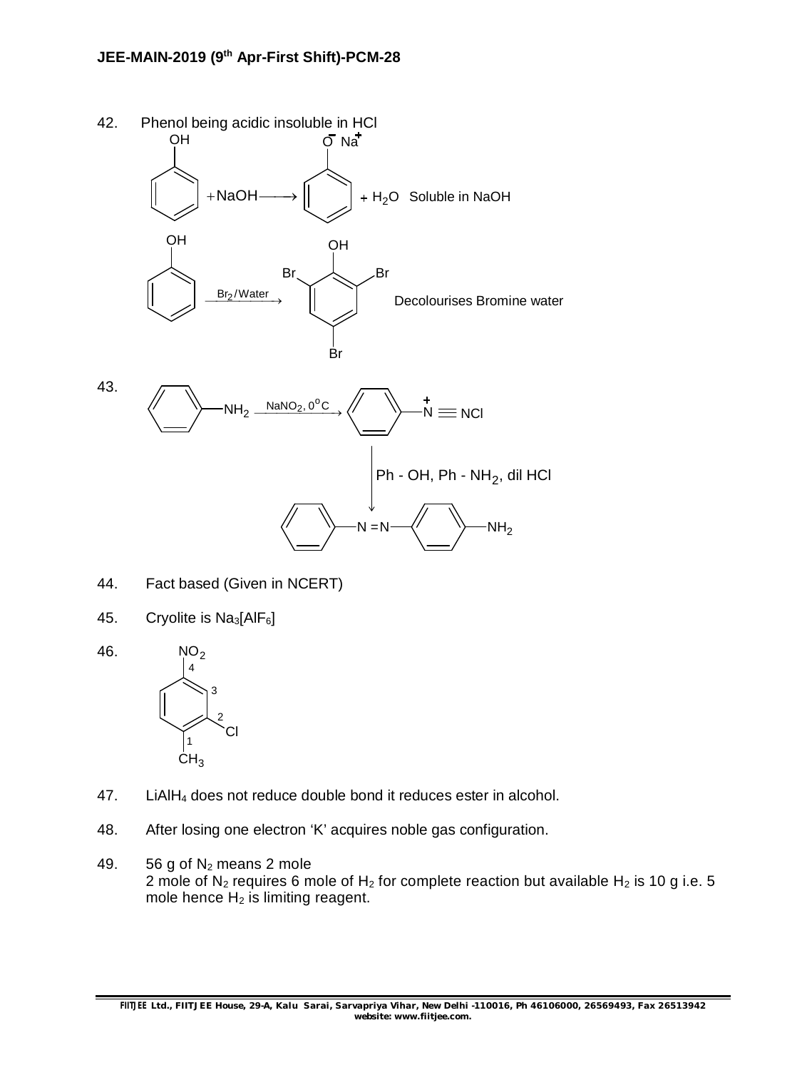42. Phenol being acidic insoluble in HCl

$$C_6H_5OH + NaOH \longrightarrow C_6H_5O^-Na^+ + H_2O \quad \text{Soluble in NaOH}$$

$$C_6H_5OH \xrightarrow{Br_2/Water} \text{2,4,6-tribromophenol} \quad \text{Decolourises Bromine water}$$

43.

$$C_6H_5NH_2 \xrightarrow{NaNO_2,\ 0^oC} C_6H_5\overset{+}{N}\equiv NCl$$

$$\xrightarrow{Ph\text{-}OH,\ Ph\text{-}NH_2,\ dil\ HCl} C_6H_5-N=N-C_6H_4-NH_2$$

44. Fact based (Given in NCERT)

45. Cryolite is $Na_3[AlF_6]$

46. Benzene ring numbered: 1 – $CH_3$, 2 – Cl, 3, 4 – $NO_2$

47. $LiAlH_4$ does not reduce double bond it reduces ester in alcohol.

48. After losing one electron 'K' acquires noble gas configuration.

49. 56 g of $N_2$ means 2 mole
2 mole of $N_2$ requires 6 mole of $H_2$ for complete reaction but available $H_2$ is 10 g i.e. 5 mole hence $H_2$ is limiting reagent.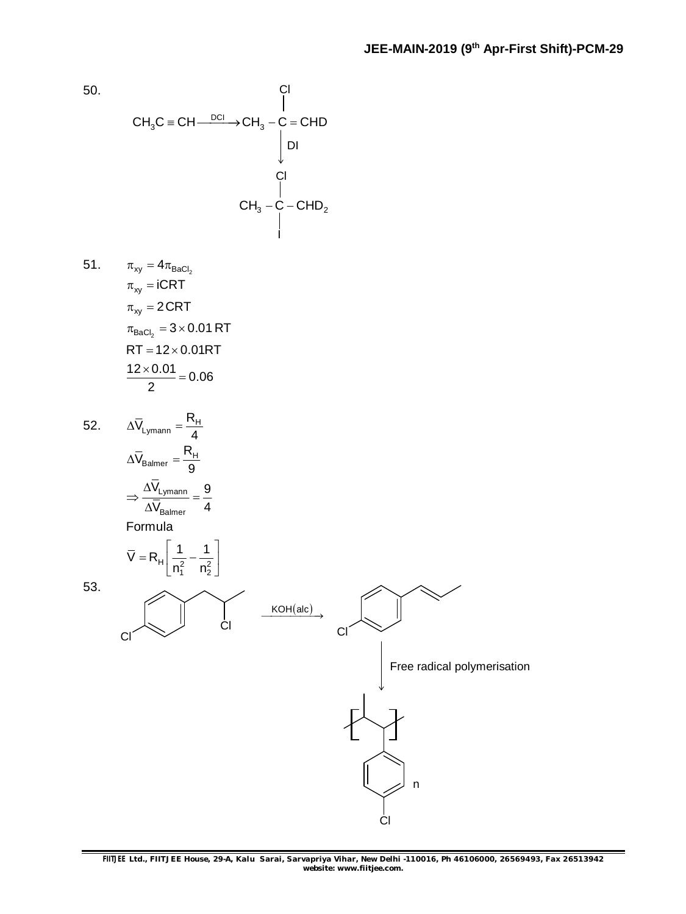50.

$$CH_3C \equiv CH \xrightarrow{DCl} CH_3 - \underset{}{\overset{Cl}{\overset{|}{C}}} = CHD$$

$$\downarrow DI$$

$$CH_3 - \underset{I}{\underset{|}{\overset{Cl}{\overset{|}{C}}}} - CHD_2$$

51.

$$\pi_{xy} = 4\pi_{BaCl_2}$$

$$\pi_{xy} = iCRT$$

$$\pi_{xy} = 2\,CRT$$

$$\pi_{BaCl_2} = 3 \times 0.01\,RT$$

$$RT = 12 \times 0.01RT$$

$$\frac{12 \times 0.01}{2} = 0.06$$

52.

$$\Delta\bar{V}_{Lymann} = \frac{R_H}{4}$$

$$\Delta\bar{V}_{Balmer} = \frac{R_H}{9}$$

$$\Rightarrow \frac{\Delta\bar{V}_{Lymann}}{\Delta\bar{V}_{Balmer}} = \frac{9}{4}$$

Formula

$$\bar{V} = R_H\left[\frac{1}{n_1^2} - \frac{1}{n_2^2}\right]$$

53.

1-(4-chlorophenyl)-2-chloropropane (Cl on ring, $CH_2-CH(Cl)-CH_3$ side chain) $\xrightarrow{KOH(alc)}$ 1-chloro-4-(prop-1-enyl)benzene

$\downarrow$ Free radical polymerisation

$$\left[ -CH(CH_3)-CH(C_6H_4Cl)- \right]_n$$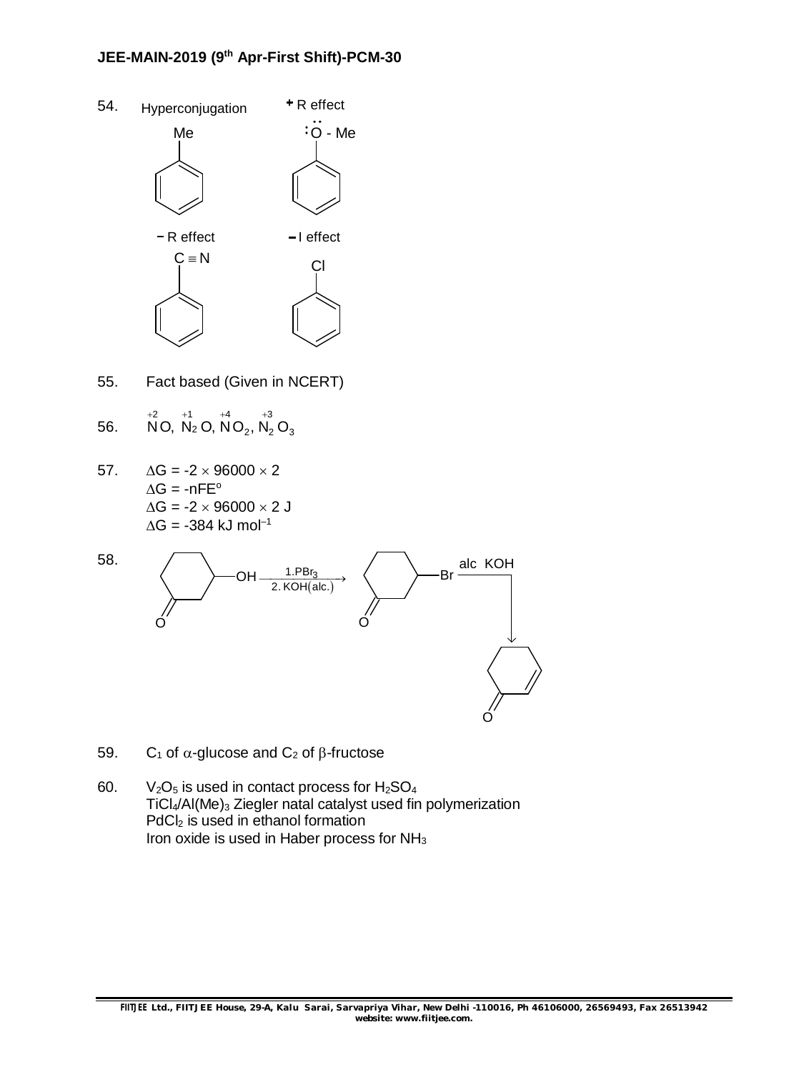54. Hyperconjugation (Me on benzene) ; +R effect ($\ddot{O}$ - Me on benzene)

−R effect ($C \equiv N$ on benzene) ; −I effect (Cl on benzene)

55. Fact based (Given in NCERT)

56. $\overset{+2}{N}O$, $\overset{+1}{N_2}O$, $\overset{+4}{N}O_2$, $\overset{+3}{N_2}O_3$

57. $\Delta G = -2 \times 96000 \times 2$
$\Delta G = -nFE^o$
$\Delta G = -2 \times 96000 \times 2$ J
$\Delta G = -384$ kJ mol$^{-1}$

58. 3-hydroxycyclohexanone (cyclohexanone ring with —OH) $\xrightarrow[2.\ KOH(alc.)]{1. PBr_3}$ 3-bromocyclohexanone (ring with —Br) $\xrightarrow{alc\ KOH}$ cyclohex-2-en-1-one

59. $C_1$ of $\alpha$-glucose and $C_2$ of $\beta$-fructose

60. $V_2O_5$ is used in contact process for $H_2SO_4$
$TiCl_4/Al(Me)_3$ Ziegler natal catalyst used fin polymerization
$PdCl_2$ is used in ethanol formation
Iron oxide is used in Haber process for $NH_3$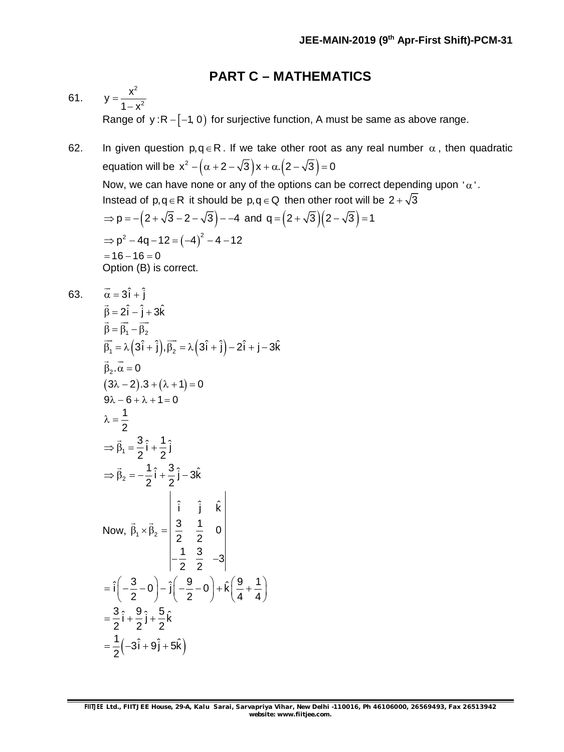## PART C – MATHEMATICS

61. $y = \dfrac{x^2}{1-x^2}$

Range of $y : R - [-1, 0)$ for surjective function, A must be same as above range.

62. In given question $p, q \in R$. If we take other root as any real number $\alpha$, then quadratic equation will be $x^2 - \left(\alpha + 2 - \sqrt{3}\right)x + \alpha.\left(2 - \sqrt{3}\right) = 0$

Now, we can have none or any of the options can be correct depending upon '$\alpha$'.

Instead of $p, q \in R$ it should be $p, q \in Q$ then other root will be $2 + \sqrt{3}$

$\Rightarrow p = -\left(2 + \sqrt{3} - 2 - \sqrt{3}\right) - -4$ and $q = \left(2 + \sqrt{3}\right)\left(2 - \sqrt{3}\right) = 1$

$\Rightarrow p^2 - 4q - 12 = (-4)^2 - 4 - 12$

$= 16 - 16 = 0$

Option (B) is correct.

63. $\vec{\alpha} = 3\hat{i} + \hat{j}$

$\vec{\beta} = 2\hat{i} - \hat{j} + 3\hat{k}$

$\vec{\beta} = \vec{\beta_1} - \vec{\beta_2}$

$\vec{\beta_1} = \lambda\left(3\hat{i} + \hat{j}\right), \vec{\beta_2} = \lambda\left(3\hat{i} + \hat{j}\right) - 2\hat{i} + j - 3\hat{k}$

$\vec{\beta}_2 . \vec{\alpha} = 0$

$(3\lambda - 2).3 + (\lambda + 1) = 0$

$9\lambda - 6 + \lambda + 1 = 0$

$\lambda = \dfrac{1}{2}$

$\Rightarrow \vec{\beta}_1 = \dfrac{3}{2}\hat{i} + \dfrac{1}{2}\hat{j}$

$\Rightarrow \vec{\beta}_2 = -\dfrac{1}{2}\hat{i} + \dfrac{3}{2}\hat{j} - 3\hat{k}$

Now, $\vec{\beta}_1 \times \vec{\beta}_2 = \begin{vmatrix} \hat{i} & \hat{j} & \hat{k} \\ \dfrac{3}{2} & \dfrac{1}{2} & 0 \\ -\dfrac{1}{2} & \dfrac{3}{2} & -3 \end{vmatrix}$

$= \hat{i}\left(-\dfrac{3}{2} - 0\right) - \hat{j}\left(-\dfrac{9}{2} - 0\right) + \hat{k}\left(\dfrac{9}{4} + \dfrac{1}{4}\right)$

$= \dfrac{3}{2}\hat{i} + \dfrac{9}{2}\hat{j} + \dfrac{5}{2}\hat{k}$

$= \dfrac{1}{2}\left(-3\hat{i} + 9\hat{j} + 5\hat{k}\right)$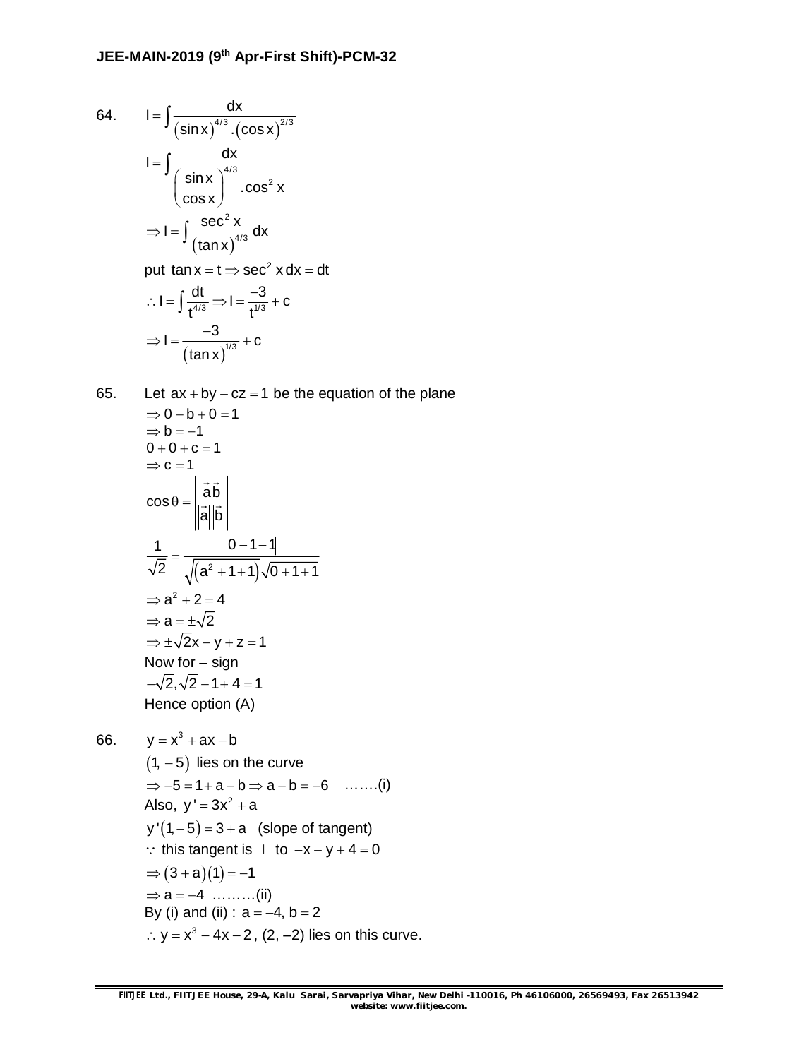64. $I = \int \frac{dx}{(\sin x)^{4/3}.(\cos x)^{2/3}}$

$I = \int \frac{dx}{\left(\frac{\sin x}{\cos x}\right)^{4/3}.\cos^2 x}$

$\Rightarrow I = \int \frac{\sec^2 x}{(\tan x)^{4/3}} dx$

put $\tan x = t \Rightarrow \sec^2 x \, dx = dt$

$\therefore I = \int \frac{dt}{t^{4/3}} \Rightarrow I = \frac{-3}{t^{1/3}} + c$

$\Rightarrow I = \frac{-3}{(\tan x)^{1/3}} + c$

65. Let $ax + by + cz = 1$ be the equation of the plane

$\Rightarrow 0 - b + 0 = 1$

$\Rightarrow b = -1$

$0 + 0 + c = 1$

$\Rightarrow c = 1$

$\cos\theta = \left|\frac{\vec{a}\vec{b}}{|\vec{a}||\vec{b}|}\right|$

$\frac{1}{\sqrt{2}} = \frac{|0-1-1|}{\sqrt{(a^2+1+1)}\sqrt{0+1+1}}$

$\Rightarrow a^2 + 2 = 4$

$\Rightarrow a = \pm\sqrt{2}$

$\Rightarrow \pm\sqrt{2}x - y + z = 1$

Now for – sign

$-\sqrt{2}, \sqrt{2} - 1 + 4 = 1$

Hence option (A)

66. $y = x^3 + ax - b$

$(1, -5)$ lies on the curve

$\Rightarrow -5 = 1 + a - b \Rightarrow a - b = -6$ …….(i)

Also, $y' = 3x^2 + a$

$y'(1, -5) = 3 + a$ (slope of tangent)

$\because$ this tangent is $\perp$ to $-x + y + 4 = 0$

$\Rightarrow (3+a)(1) = -1$

$\Rightarrow a = -4$ ………(ii)

By (i) and (ii) : $a = -4$, $b = 2$

$\therefore y = x^3 - 4x - 2$, (2, –2) lies on this curve.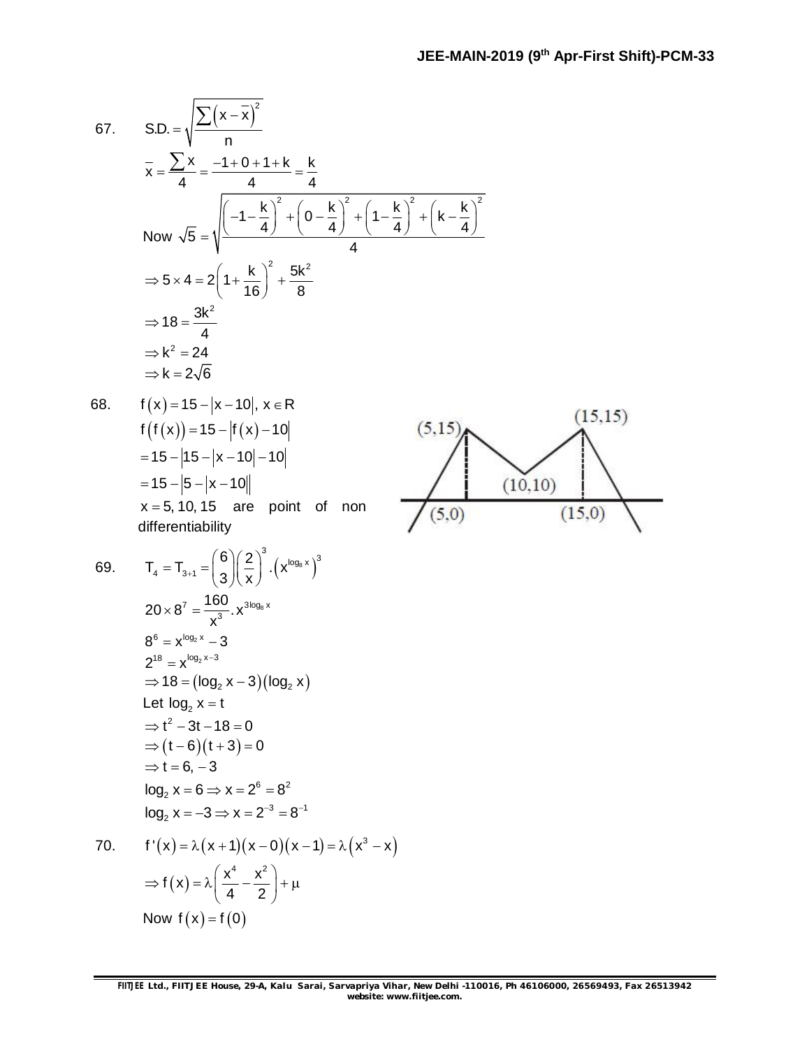67. $\text{S.D.} = \sqrt{\dfrac{\sum\left(x-\bar{x}\right)^2}{n}}$

$\bar{x} = \dfrac{\sum x}{4} = \dfrac{-1+0+1+k}{4} = \dfrac{k}{4}$

Now $\sqrt{5} = \sqrt{\dfrac{\left(-1-\dfrac{k}{4}\right)^2 + \left(0-\dfrac{k}{4}\right)^2 + \left(1-\dfrac{k}{4}\right)^2 + \left(k-\dfrac{k}{4}\right)^2}{4}}$

$\Rightarrow 5 \times 4 = 2\left(1+\dfrac{k}{16}\right)^2 + \dfrac{5k^2}{8}$

$\Rightarrow 18 = \dfrac{3k^2}{4}$

$\Rightarrow k^2 = 24$

$\Rightarrow k = 2\sqrt{6}$

68. $f(x) = 15 - |x-10|,\ x \in R$

$f(f(x)) = 15 - |f(x) - 10|$

$= 15 - \big|15 - |x-10| - 10\big|$

$= 15 - \big|5 - |x-10|\big|$

$x = 5, 10, 15$ are point of non differentiability

(5,15) (15,15) (10,10) (5,0) (15,0)

69. $T_4 = T_{3+1} = \dbinom{6}{3}\left(\dfrac{2}{x}\right)^3 \cdot \left(x^{\log_8 x}\right)^3$

$20 \times 8^7 = \dfrac{160}{x^3} \cdot x^{3\log_8 x}$

$8^6 = x^{\log_2 x} - 3$

$2^{18} = x^{\log_2 x - 3}$

$\Rightarrow 18 = (\log_2 x - 3)(\log_2 x)$

Let $\log_2 x = t$

$\Rightarrow t^2 - 3t - 18 = 0$

$\Rightarrow (t-6)(t+3) = 0$

$\Rightarrow t = 6, -3$

$\log_2 x = 6 \Rightarrow x = 2^6 = 8^2$

$\log_2 x = -3 \Rightarrow x = 2^{-3} = 8^{-1}$

70. $f'(x) = \lambda(x+1)(x-0)(x-1) = \lambda\left(x^3 - x\right)$

$\Rightarrow f(x) = \lambda\left(\dfrac{x^4}{4} - \dfrac{x^2}{2}\right) + \mu$

Now $f(x) = f(0)$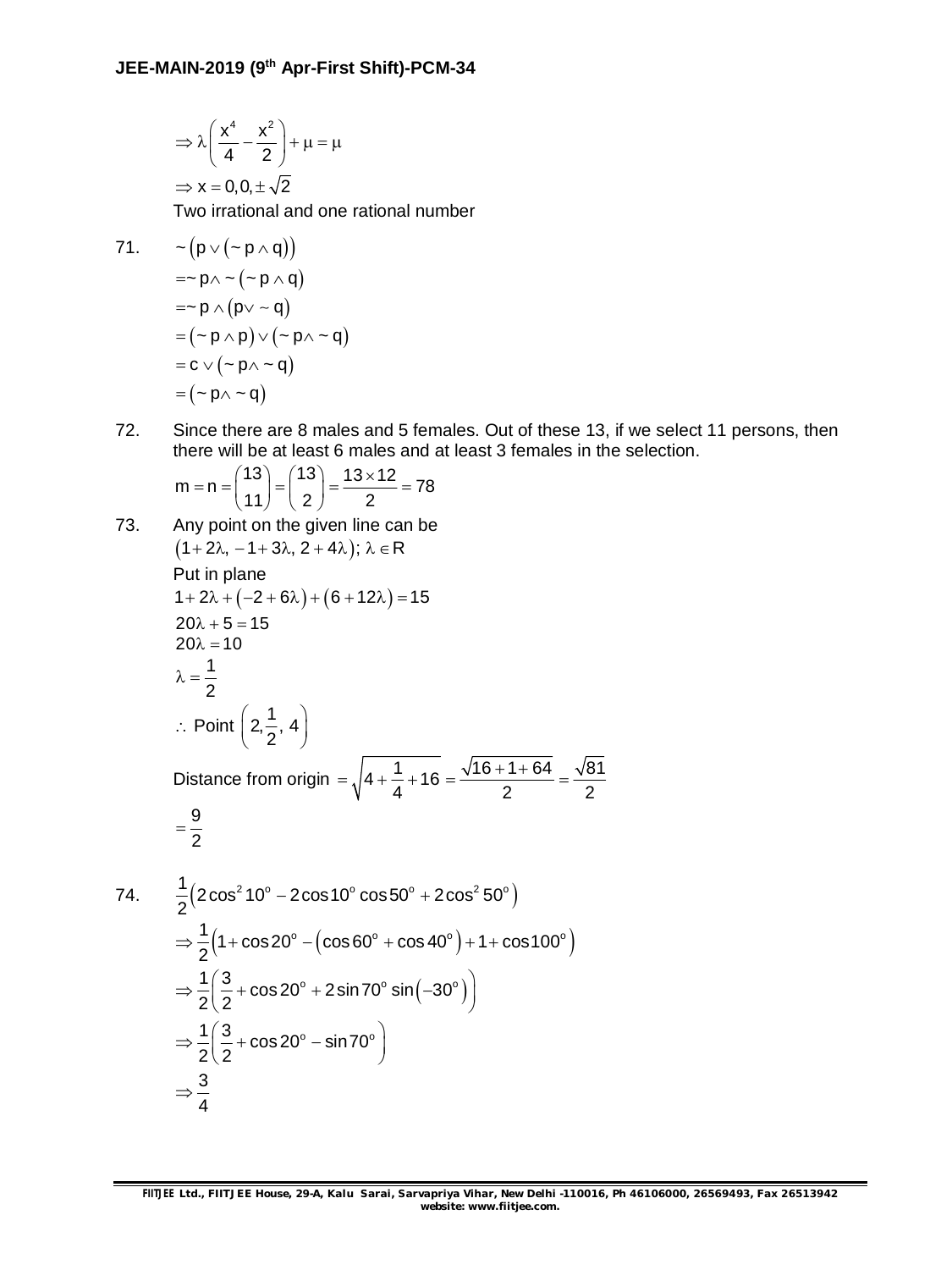$$\Rightarrow \lambda\left(\frac{x^4}{4} - \frac{x^2}{2}\right) + \mu = \mu$$

$$\Rightarrow x = 0, 0, \pm\sqrt{2}$$

Two irrational and one rational number

71. $\sim\left(p \vee (\sim p \wedge q)\right)$

$$= \sim p \wedge \sim(\sim p \wedge q)$$

$$= \sim p \wedge (p \vee \sim q)$$

$$= (\sim p \wedge p) \vee (\sim p \wedge \sim q)$$

$$= c \vee (\sim p \wedge \sim q)$$

$$= (\sim p \wedge \sim q)$$

72. Since there are 8 males and 5 females. Out of these 13, if we select 11 persons, then there will be at least 6 males and at least 3 females in the selection.

$$m = n = \binom{13}{11} = \binom{13}{2} = \frac{13 \times 12}{2} = 78$$

73. Any point on the given line can be

$(1 + 2\lambda, -1 + 3\lambda, 2 + 4\lambda); \lambda \in R$

Put in plane

$$1 + 2\lambda + (-2 + 6\lambda) + (6 + 12\lambda) = 15$$

$$20\lambda + 5 = 15$$

$$20\lambda = 10$$

$$\lambda = \frac{1}{2}$$

$\therefore$ Point $\left(2, \frac{1}{2}, 4\right)$

Distance from origin $= \sqrt{4 + \frac{1}{4} + 16} = \frac{\sqrt{16 + 1 + 64}}{2} = \frac{\sqrt{81}}{2}$

$$= \frac{9}{2}$$

74. $\frac{1}{2}\left(2\cos^2 10^\circ - 2\cos 10^\circ \cos 50^\circ + 2\cos^2 50^\circ\right)$

$$\Rightarrow \frac{1}{2}\left(1 + \cos 20^\circ - \left(\cos 60^\circ + \cos 40^\circ\right) + 1 + \cos 100^\circ\right)$$

$$\Rightarrow \frac{1}{2}\left(\frac{3}{2} + \cos 20^\circ + 2\sin 70^\circ \sin\left(-30^\circ\right)\right)$$

$$\Rightarrow \frac{1}{2}\left(\frac{3}{2} + \cos 20^\circ - \sin 70^\circ\right)$$

$$\Rightarrow \frac{3}{4}$$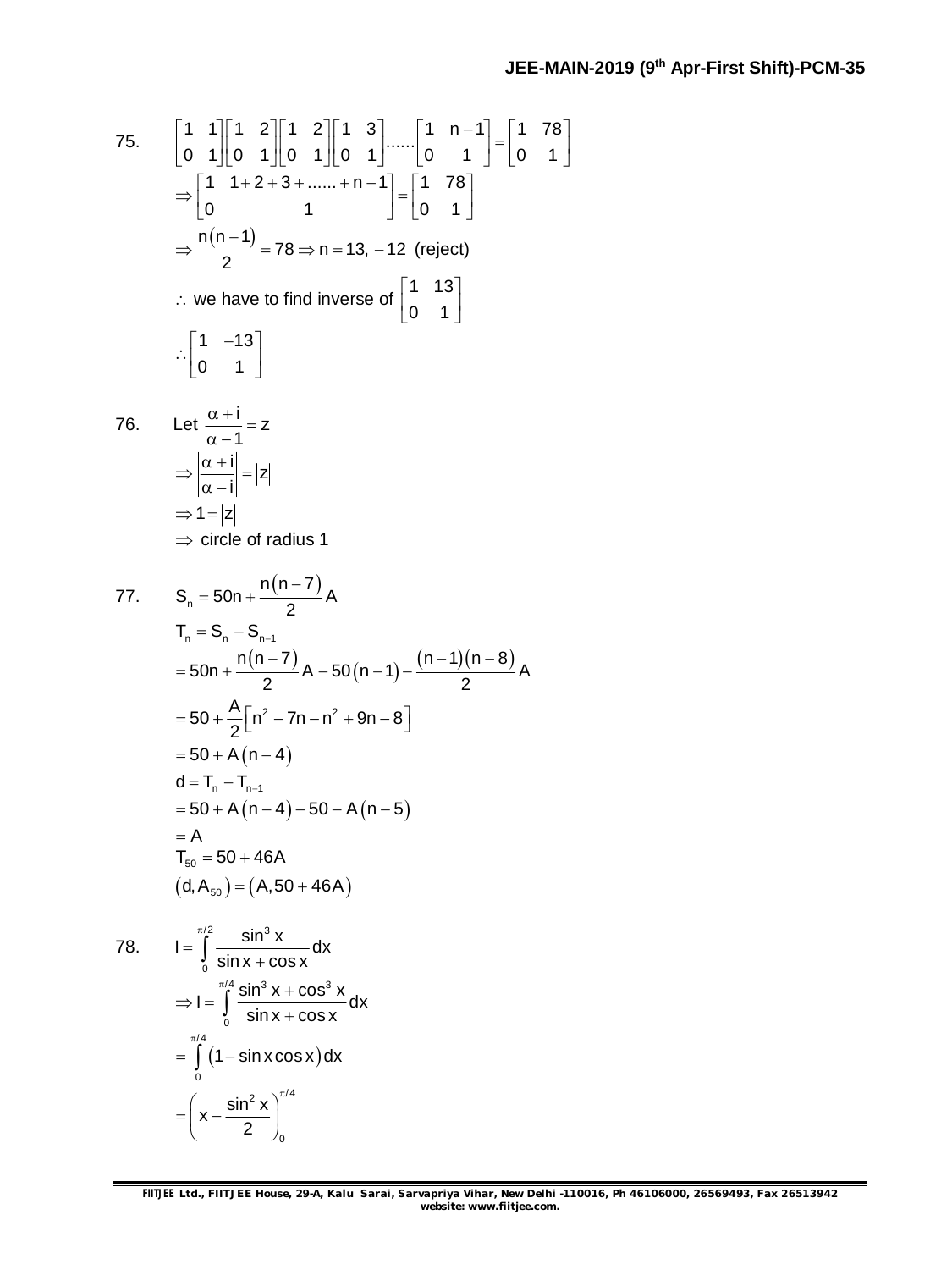75. $\begin{bmatrix} 1 & 1 \\ 0 & 1 \end{bmatrix}\begin{bmatrix} 1 & 2 \\ 0 & 1 \end{bmatrix}\begin{bmatrix} 1 & 2 \\ 0 & 1 \end{bmatrix}\begin{bmatrix} 1 & 3 \\ 0 & 1 \end{bmatrix}......\begin{bmatrix} 1 & n-1 \\ 0 & 1 \end{bmatrix} = \begin{bmatrix} 1 & 78 \\ 0 & 1 \end{bmatrix}$

$\Rightarrow \begin{bmatrix} 1 & 1+2+3+......+n-1 \\ 0 & 1 \end{bmatrix} = \begin{bmatrix} 1 & 78 \\ 0 & 1 \end{bmatrix}$

$\Rightarrow \dfrac{n(n-1)}{2} = 78 \Rightarrow n = 13, -12$ (reject)

$\therefore$ we have to find inverse of $\begin{bmatrix} 1 & 13 \\ 0 & 1 \end{bmatrix}$

$\therefore \begin{bmatrix} 1 & -13 \\ 0 & 1 \end{bmatrix}$

76. Let $\dfrac{\alpha + i}{\alpha - 1} = z$

$\Rightarrow \left|\dfrac{\alpha + i}{\alpha - i}\right| = |z|$

$\Rightarrow 1 = |z|$

$\Rightarrow$ circle of radius 1

77. $S_n = 50n + \dfrac{n(n-7)}{2}A$

$T_n = S_n - S_{n-1}$

$= 50n + \dfrac{n(n-7)}{2}A - 50(n-1) - \dfrac{(n-1)(n-8)}{2}A$

$= 50 + \dfrac{A}{2}\left[n^2 - 7n - n^2 + 9n - 8\right]$

$= 50 + A(n-4)$

$d = T_n - T_{n-1}$

$= 50 + A(n-4) - 50 - A(n-5)$

$= A$

$T_{50} = 50 + 46A$

$(d, A_{50}) = (A, 50 + 46A)$

78. $I = \displaystyle\int_0^{\pi/2} \dfrac{\sin^3 x}{\sin x + \cos x}dx$

$\Rightarrow I = \displaystyle\int_0^{\pi/4} \dfrac{\sin^3 x + \cos^3 x}{\sin x + \cos x}dx$

$= \displaystyle\int_0^{\pi/4} (1 - \sin x \cos x)dx$

$= \left(x - \dfrac{\sin^2 x}{2}\right)_0^{\pi/4}$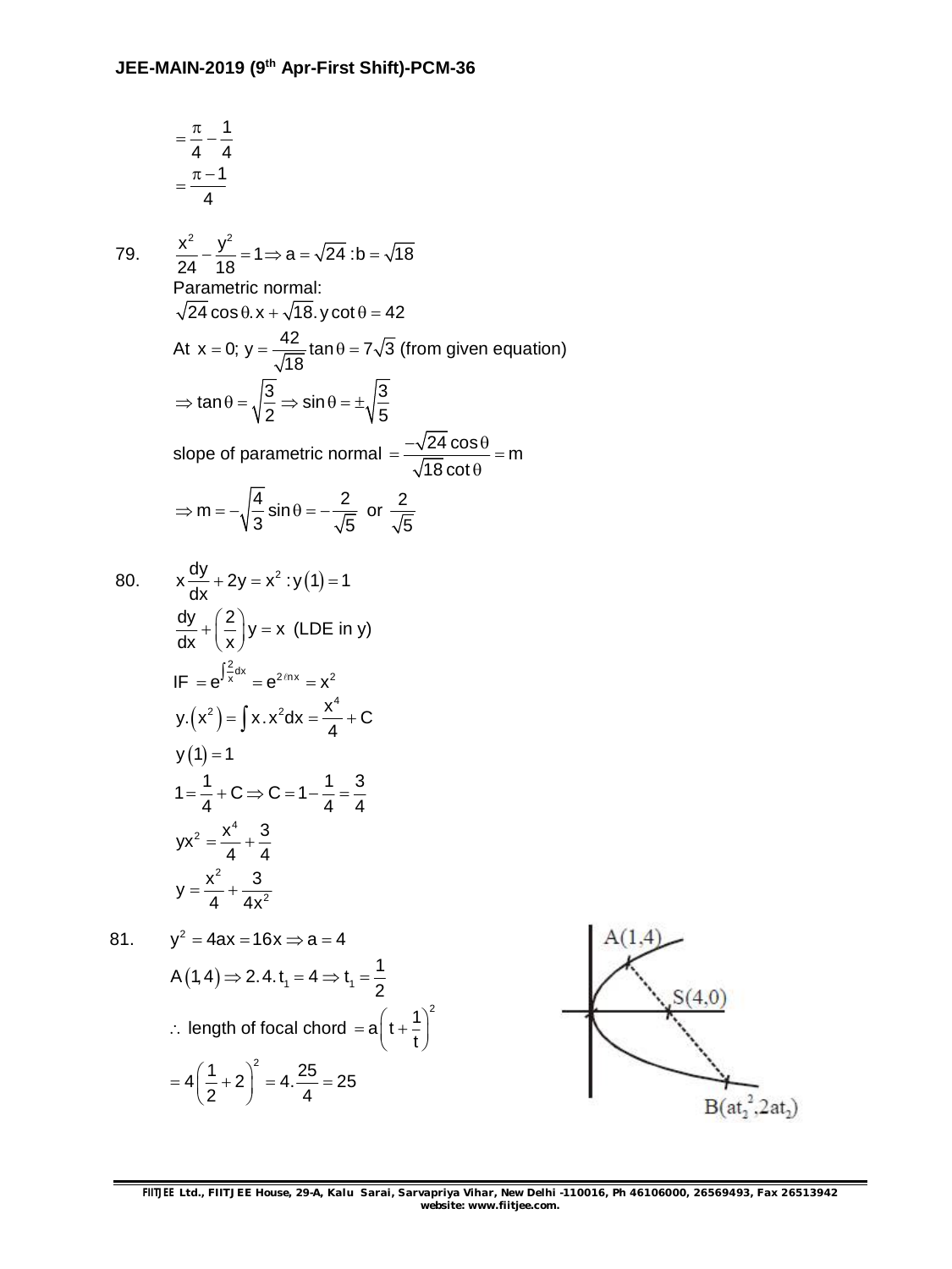$$= \frac{\pi}{4} - \frac{1}{4}$$
$$= \frac{\pi - 1}{4}$$

79. $\frac{x^2}{24} - \frac{y^2}{18} = 1 \Rightarrow a = \sqrt{24} : b = \sqrt{18}$

Parametric normal:

$\sqrt{24}\cos\theta . x + \sqrt{18} . y \cot\theta = 42$

At $x = 0$; $y = \frac{42}{\sqrt{18}} \tan\theta = 7\sqrt{3}$ (from given equation)

$\Rightarrow \tan\theta = \sqrt{\frac{3}{2}} \Rightarrow \sin\theta = \pm\sqrt{\frac{3}{5}}$

slope of parametric normal $= \frac{-\sqrt{24}\cos\theta}{\sqrt{18}\cot\theta} = m$

$\Rightarrow m = -\sqrt{\frac{4}{3}} \sin\theta = -\frac{2}{\sqrt{5}}$ or $\frac{2}{\sqrt{5}}$

80. $x\frac{dy}{dx} + 2y = x^2 : y(1) = 1$

$\frac{dy}{dx} + \left(\frac{2}{x}\right) y = x$ (LDE in y)

$\text{IF} = e^{\int \frac{2}{x} dx} = e^{2\ell nx} = x^2$

$y.(x^2) = \int x . x^2 dx = \frac{x^4}{4} + C$

$y(1) = 1$

$1 = \frac{1}{4} + C \Rightarrow C = 1 - \frac{1}{4} = \frac{3}{4}$

$yx^2 = \frac{x^4}{4} + \frac{3}{4}$

$y = \frac{x^2}{4} + \frac{3}{4x^2}$

81. $y^2 = 4ax = 16x \Rightarrow a = 4$

$A(1, 4) \Rightarrow 2.4.t_1 = 4 \Rightarrow t_1 = \frac{1}{2}$

$\therefore$ length of focal chord $= a\left(t + \frac{1}{t}\right)^2$

$= 4\left(\frac{1}{2} + 2\right)^2 = 4.\frac{25}{4} = 25$

A(1,4), S(4,0), B($at_2^2, 2at_2$)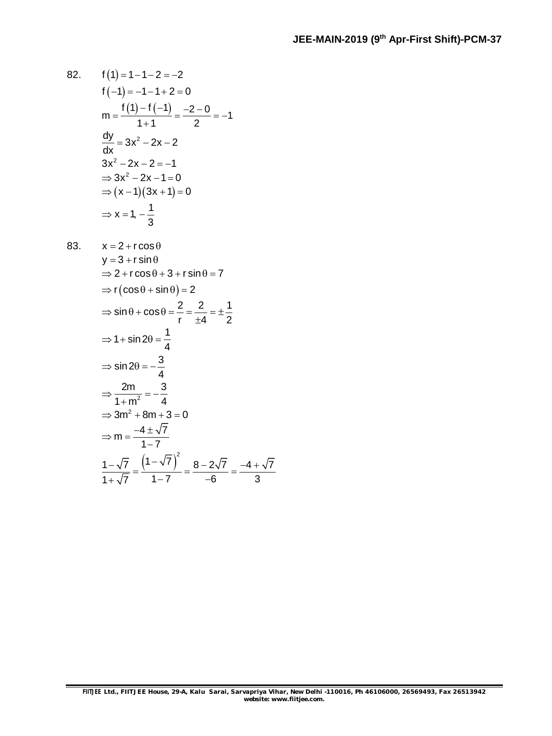82. $f(1) = 1 - 1 - 2 = -2$

$f(-1) = -1 - 1 + 2 = 0$

$$m = \frac{f(1) - f(-1)}{1+1} = \frac{-2-0}{2} = -1$$

$$\frac{dy}{dx} = 3x^2 - 2x - 2$$

$3x^2 - 2x - 2 = -1$

$\Rightarrow 3x^2 - 2x - 1 = 0$

$\Rightarrow (x-1)(3x+1) = 0$

$$\Rightarrow x = 1, -\frac{1}{3}$$

83. $x = 2 + r\cos\theta$

$y = 3 + r\sin\theta$

$\Rightarrow 2 + r\cos\theta + 3 + r\sin\theta = 7$

$\Rightarrow r(\cos\theta + \sin\theta) = 2$

$$\Rightarrow \sin\theta + \cos\theta = \frac{2}{r} = \frac{2}{\pm 4} = \pm\frac{1}{2}$$

$$\Rightarrow 1 + \sin 2\theta = \frac{1}{4}$$

$$\Rightarrow \sin 2\theta = -\frac{3}{4}$$

$$\Rightarrow \frac{2m}{1+m^2} = -\frac{3}{4}$$

$\Rightarrow 3m^2 + 8m + 3 = 0$

$$\Rightarrow m = \frac{-4 \pm \sqrt{7}}{1-7}$$

$$\frac{1-\sqrt{7}}{1+\sqrt{7}} = \frac{\left(1-\sqrt{7}\right)^2}{1-7} = \frac{8-2\sqrt{7}}{-6} = \frac{-4+\sqrt{7}}{3}$$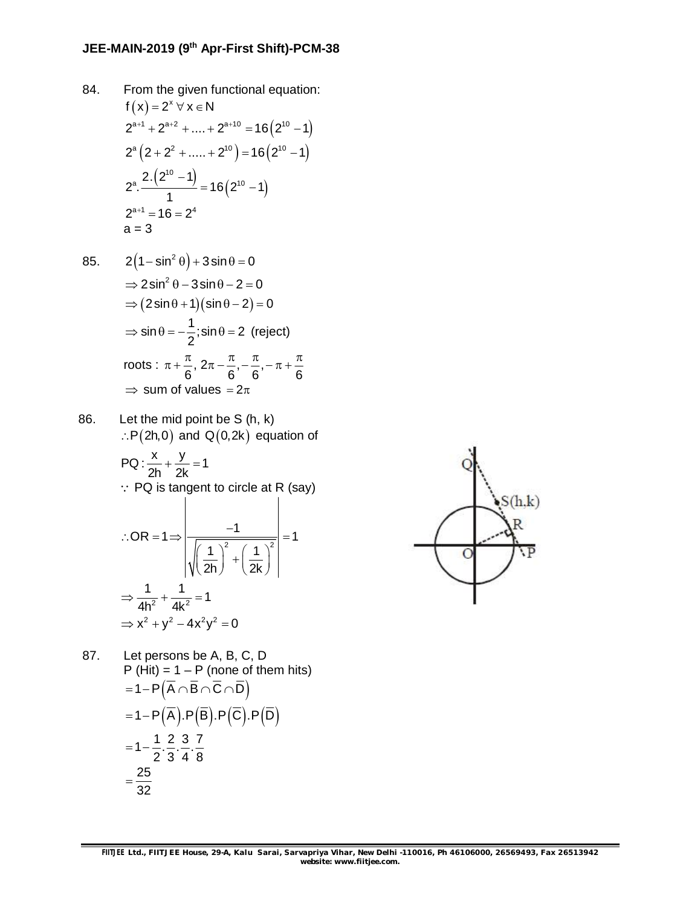84. From the given functional equation:

$f(x) = 2^x \ \forall x \in N$

$2^{a+1} + 2^{a+2} + .... + 2^{a+10} = 16(2^{10} - 1)$

$2^a(2 + 2^2 + ..... + 2^{10}) = 16(2^{10} - 1)$

$2^a.\frac{2.(2^{10} - 1)}{1} = 16(2^{10} - 1)$

$2^{a+1} = 16 = 2^4$

a = 3

85. $2(1 - \sin^2\theta) + 3\sin\theta = 0$

$\Rightarrow 2\sin^2\theta - 3\sin\theta - 2 = 0$

$\Rightarrow (2\sin\theta + 1)(\sin\theta - 2) = 0$

$\Rightarrow \sin\theta = -\frac{1}{2}; \sin\theta = 2$ (reject)

roots : $\pi + \frac{\pi}{6}, 2\pi - \frac{\pi}{6}, -\frac{\pi}{6}, -\pi + \frac{\pi}{6}$

$\Rightarrow$ sum of values $= 2\pi$

86. Let the mid point be S (h, k)

$\therefore P(2h, 0)$ and $Q(0, 2k)$ equation of

$PQ : \frac{x}{2h} + \frac{y}{2k} = 1$

$\because$ PQ is tangent to circle at R (say)

$\therefore OR = 1 \Rightarrow \left| \frac{-1}{\sqrt{\left(\frac{1}{2h}\right)^2 + \left(\frac{1}{2k}\right)^2}} \right| = 1$

$\Rightarrow \frac{1}{4h^2} + \frac{1}{4k^2} = 1$

$\Rightarrow x^2 + y^2 - 4x^2y^2 = 0$

87. Let persons be A, B, C, D

P (Hit) = 1 – P (none of them hits)

$= 1 - P(\overline{A} \cap \overline{B} \cap \overline{C} \cap \overline{D})$

$= 1 - P(\overline{A}).P(\overline{B}).P(\overline{C}).P(\overline{D})$

$= 1 - \frac{1}{2}.\frac{2}{3}.\frac{3}{4}.\frac{7}{8}$

$= \frac{25}{32}$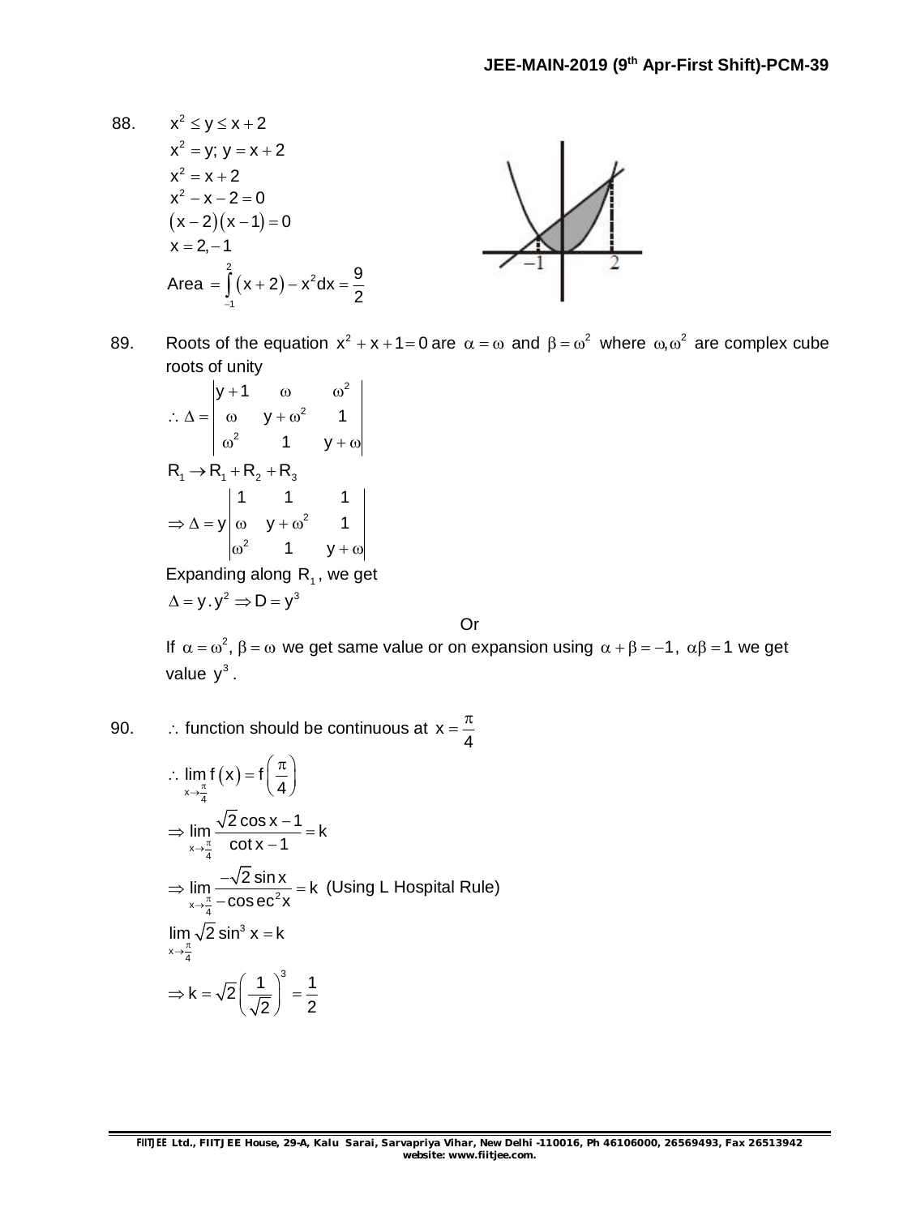88. $x^2 \le y \le x+2$

$x^2 = y;\ y = x+2$

$x^2 = x+2$

$x^2 - x - 2 = 0$

$(x-2)(x-1) = 0$

$x = 2, -1$

Area $= \int_{-1}^{2} (x+2) - x^2 dx = \frac{9}{2}$

−1
2

89. Roots of the equation $x^2 + x + 1 = 0$ are $\alpha = \omega$ and $\beta = \omega^2$ where $\omega, \omega^2$ are complex cube roots of unity

$$\therefore \Delta = \begin{vmatrix} y+1 & \omega & \omega^2 \\ \omega & y+\omega^2 & 1 \\ \omega^2 & 1 & y+\omega \end{vmatrix}$$

$R_1 \to R_1 + R_2 + R_3$

$$\Rightarrow \Delta = y \begin{vmatrix} 1 & 1 & 1 \\ \omega & y+\omega^2 & 1 \\ \omega^2 & 1 & y+\omega \end{vmatrix}$$

Expanding along $R_1$, we get

$\Delta = y \cdot y^2 \Rightarrow D = y^3$

Or

If $\alpha = \omega^2, \beta = \omega$ we get same value or on expansion using $\alpha + \beta = -1,\ \alpha\beta = 1$ we get value $y^3$.

90. $\therefore$ function should be continuous at $x = \frac{\pi}{4}$

$$\therefore \lim_{x \to \frac{\pi}{4}} f(x) = f\left(\frac{\pi}{4}\right)$$

$$\Rightarrow \lim_{x \to \frac{\pi}{4}} \frac{\sqrt{2}\cos x - 1}{\cot x - 1} = k$$

$$\Rightarrow \lim_{x \to \frac{\pi}{4}} \frac{-\sqrt{2}\sin x}{-\operatorname{cosec}^2 x} = k \text{ (Using L Hospital Rule)}$$

$$\lim_{x \to \frac{\pi}{4}} \sqrt{2}\sin^3 x = k$$

$$\Rightarrow k = \sqrt{2}\left(\frac{1}{\sqrt{2}}\right)^3 = \frac{1}{2}$$